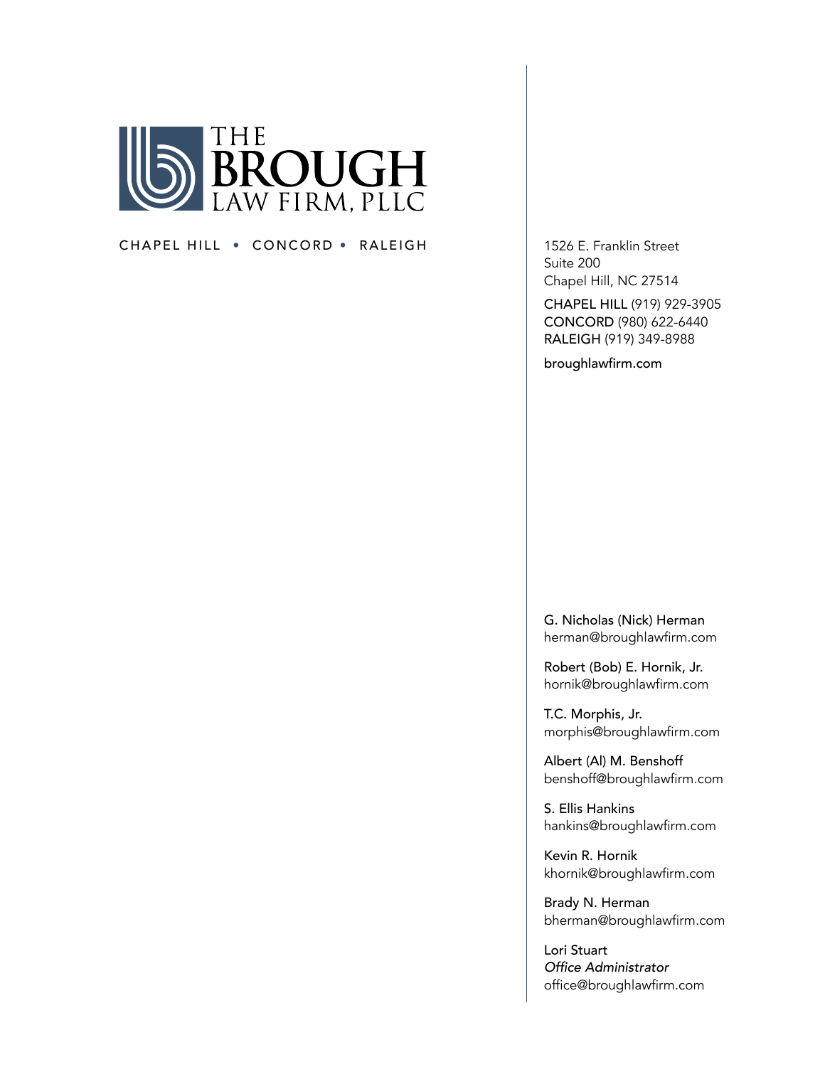# THE BROUGH LAW FIRM, PLLC

CHAPEL HILL • CONCORD • RALEIGH

1526 E. Franklin Street
Suite 200
Chapel Hill, NC 27514

CHAPEL HILL (919) 929-3905
CONCORD (980) 622-6440
RALEIGH (919) 349-8988

broughlawfirm.com

G. Nicholas (Nick) Herman
herman@broughlawfirm.com

Robert (Bob) E. Hornik, Jr.
hornik@broughlawfirm.com

T.C. Morphis, Jr.
morphis@broughlawfirm.com

Albert (Al) M. Benshoff
benshoff@broughlawfirm.com

S. Ellis Hankins
hankins@broughlawfirm.com

Kevin R. Hornik
khornik@broughlawfirm.com

Brady N. Herman
bherman@broughlawfirm.com

Lori Stuart
*Office Administrator*
office@broughlawfirm.com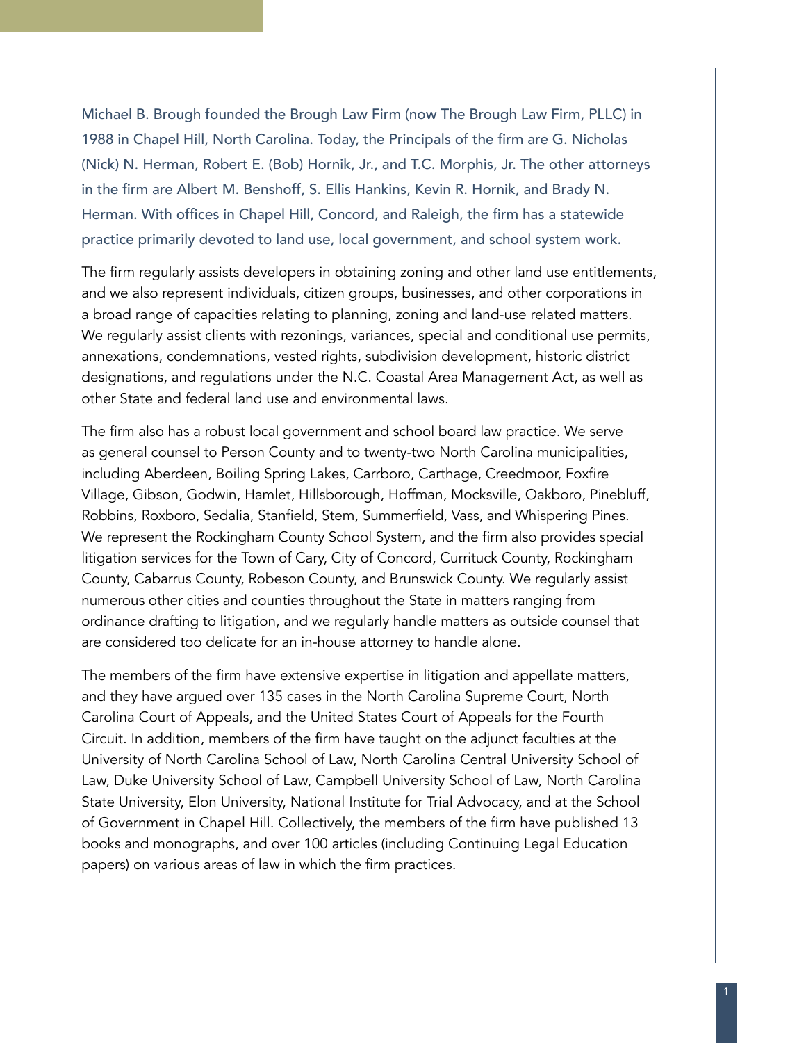Michael B. Brough founded the Brough Law Firm (now The Brough Law Firm, PLLC) in 1988 in Chapel Hill, North Carolina. Today, the Principals of the firm are G. Nicholas (Nick) N. Herman, Robert E. (Bob) Hornik, Jr., and T.C. Morphis, Jr. The other attorneys in the firm are Albert M. Benshoff, S. Ellis Hankins, Kevin R. Hornik, and Brady N. Herman. With offices in Chapel Hill, Concord, and Raleigh, the firm has a statewide practice primarily devoted to land use, local government, and school system work.

The firm regularly assists developers in obtaining zoning and other land use entitlements, and we also represent individuals, citizen groups, businesses, and other corporations in a broad range of capacities relating to planning, zoning and land-use related matters. We regularly assist clients with rezonings, variances, special and conditional use permits, annexations, condemnations, vested rights, subdivision development, historic district designations, and regulations under the N.C. Coastal Area Management Act, as well as other State and federal land use and environmental laws.

The firm also has a robust local government and school board law practice. We serve as general counsel to Person County and to twenty-two North Carolina municipalities, including Aberdeen, Boiling Spring Lakes, Carrboro, Carthage, Creedmoor, Foxfire Village, Gibson, Godwin, Hamlet, Hillsborough, Hoffman, Mocksville, Oakboro, Pinebluff, Robbins, Roxboro, Sedalia, Stanfield, Stem, Summerfield, Vass, and Whispering Pines. We represent the Rockingham County School System, and the firm also provides special litigation services for the Town of Cary, City of Concord, Currituck County, Rockingham County, Cabarrus County, Robeson County, and Brunswick County. We regularly assist numerous other cities and counties throughout the State in matters ranging from ordinance drafting to litigation, and we regularly handle matters as outside counsel that are considered too delicate for an in-house attorney to handle alone.

The members of the firm have extensive expertise in litigation and appellate matters, and they have argued over 135 cases in the North Carolina Supreme Court, North Carolina Court of Appeals, and the United States Court of Appeals for the Fourth Circuit. In addition, members of the firm have taught on the adjunct faculties at the University of North Carolina School of Law, North Carolina Central University School of Law, Duke University School of Law, Campbell University School of Law, North Carolina State University, Elon University, National Institute for Trial Advocacy, and at the School of Government in Chapel Hill. Collectively, the members of the firm have published 13 books and monographs, and over 100 articles (including Continuing Legal Education papers) on various areas of law in which the firm practices.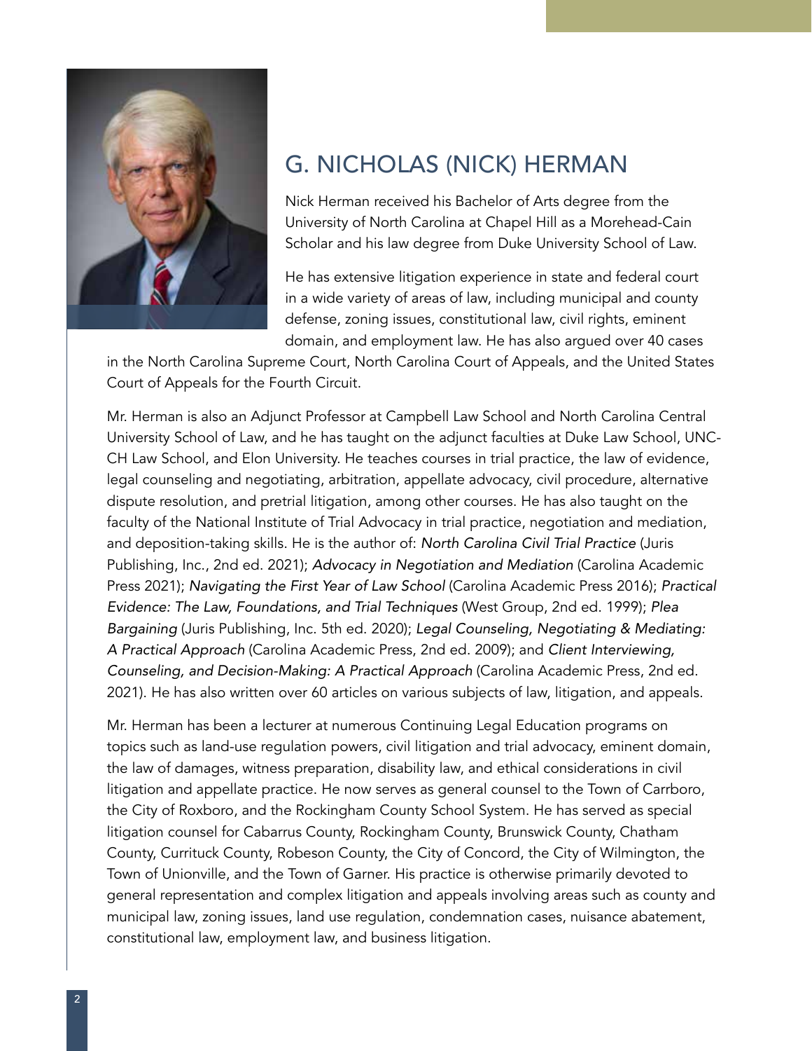## G. NICHOLAS (NICK) HERMAN

Nick Herman received his Bachelor of Arts degree from the University of North Carolina at Chapel Hill as a Morehead-Cain Scholar and his law degree from Duke University School of Law.

He has extensive litigation experience in state and federal court in a wide variety of areas of law, including municipal and county defense, zoning issues, constitutional law, civil rights, eminent domain, and employment law. He has also argued over 40 cases in the North Carolina Supreme Court, North Carolina Court of Appeals, and the United States Court of Appeals for the Fourth Circuit.

Mr. Herman is also an Adjunct Professor at Campbell Law School and North Carolina Central University School of Law, and he has taught on the adjunct faculties at Duke Law School, UNC-CH Law School, and Elon University. He teaches courses in trial practice, the law of evidence, legal counseling and negotiating, arbitration, appellate advocacy, civil procedure, alternative dispute resolution, and pretrial litigation, among other courses. He has also taught on the faculty of the National Institute of Trial Advocacy in trial practice, negotiation and mediation, and deposition-taking skills. He is the author of: *North Carolina Civil Trial Practice* (Juris Publishing, Inc., 2nd ed. 2021); *Advocacy in Negotiation and Mediation* (Carolina Academic Press 2021); *Navigating the First Year of Law School* (Carolina Academic Press 2016); *Practical Evidence: The Law, Foundations, and Trial Techniques* (West Group, 2nd ed. 1999); *Plea Bargaining* (Juris Publishing, Inc. 5th ed. 2020); *Legal Counseling, Negotiating & Mediating: A Practical Approach* (Carolina Academic Press, 2nd ed. 2009); and *Client Interviewing, Counseling, and Decision-Making: A Practical Approach* (Carolina Academic Press, 2nd ed. 2021). He has also written over 60 articles on various subjects of law, litigation, and appeals.

Mr. Herman has been a lecturer at numerous Continuing Legal Education programs on topics such as land-use regulation powers, civil litigation and trial advocacy, eminent domain, the law of damages, witness preparation, disability law, and ethical considerations in civil litigation and appellate practice. He now serves as general counsel to the Town of Carrboro, the City of Roxboro, and the Rockingham County School System. He has served as special litigation counsel for Cabarrus County, Rockingham County, Brunswick County, Chatham County, Currituck County, Robeson County, the City of Concord, the City of Wilmington, the Town of Unionville, and the Town of Garner. His practice is otherwise primarily devoted to general representation and complex litigation and appeals involving areas such as county and municipal law, zoning issues, land use regulation, condemnation cases, nuisance abatement, constitutional law, employment law, and business litigation.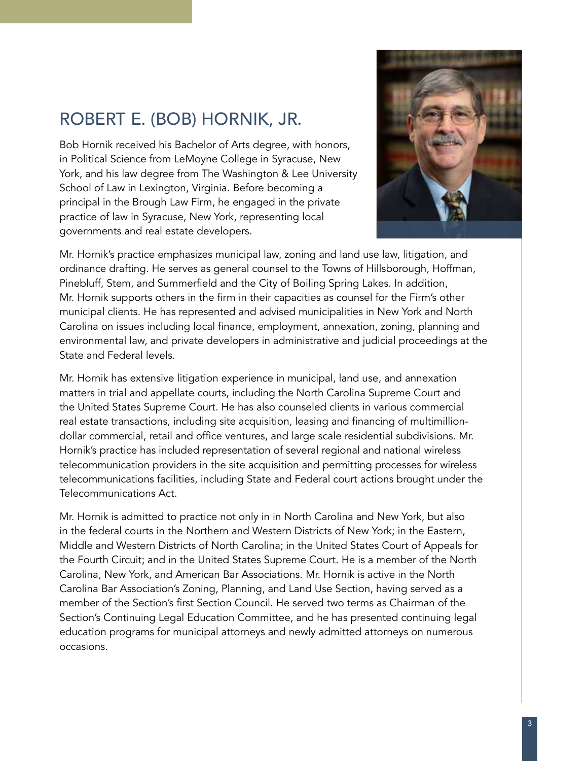## ROBERT E. (BOB) HORNIK, JR.

Bob Hornik received his Bachelor of Arts degree, with honors, in Political Science from LeMoyne College in Syracuse, New York, and his law degree from The Washington & Lee University School of Law in Lexington, Virginia. Before becoming a principal in the Brough Law Firm, he engaged in the private practice of law in Syracuse, New York, representing local governments and real estate developers.

Mr. Hornik's practice emphasizes municipal law, zoning and land use law, litigation, and ordinance drafting. He serves as general counsel to the Towns of Hillsborough, Hoffman, Pinebluff, Stem, and Summerfield and the City of Boiling Spring Lakes. In addition, Mr. Hornik supports others in the firm in their capacities as counsel for the Firm's other municipal clients. He has represented and advised municipalities in New York and North Carolina on issues including local finance, employment, annexation, zoning, planning and environmental law, and private developers in administrative and judicial proceedings at the State and Federal levels.

Mr. Hornik has extensive litigation experience in municipal, land use, and annexation matters in trial and appellate courts, including the North Carolina Supreme Court and the United States Supreme Court. He has also counseled clients in various commercial real estate transactions, including site acquisition, leasing and financing of multimillion-dollar commercial, retail and office ventures, and large scale residential subdivisions. Mr. Hornik's practice has included representation of several regional and national wireless telecommunication providers in the site acquisition and permitting processes for wireless telecommunications facilities, including State and Federal court actions brought under the Telecommunications Act.

Mr. Hornik is admitted to practice not only in in North Carolina and New York, but also in the federal courts in the Northern and Western Districts of New York; in the Eastern, Middle and Western Districts of North Carolina; in the United States Court of Appeals for the Fourth Circuit; and in the United States Supreme Court. He is a member of the North Carolina, New York, and American Bar Associations. Mr. Hornik is active in the North Carolina Bar Association's Zoning, Planning, and Land Use Section, having served as a member of the Section's first Section Council. He served two terms as Chairman of the Section's Continuing Legal Education Committee, and he has presented continuing legal education programs for municipal attorneys and newly admitted attorneys on numerous occasions.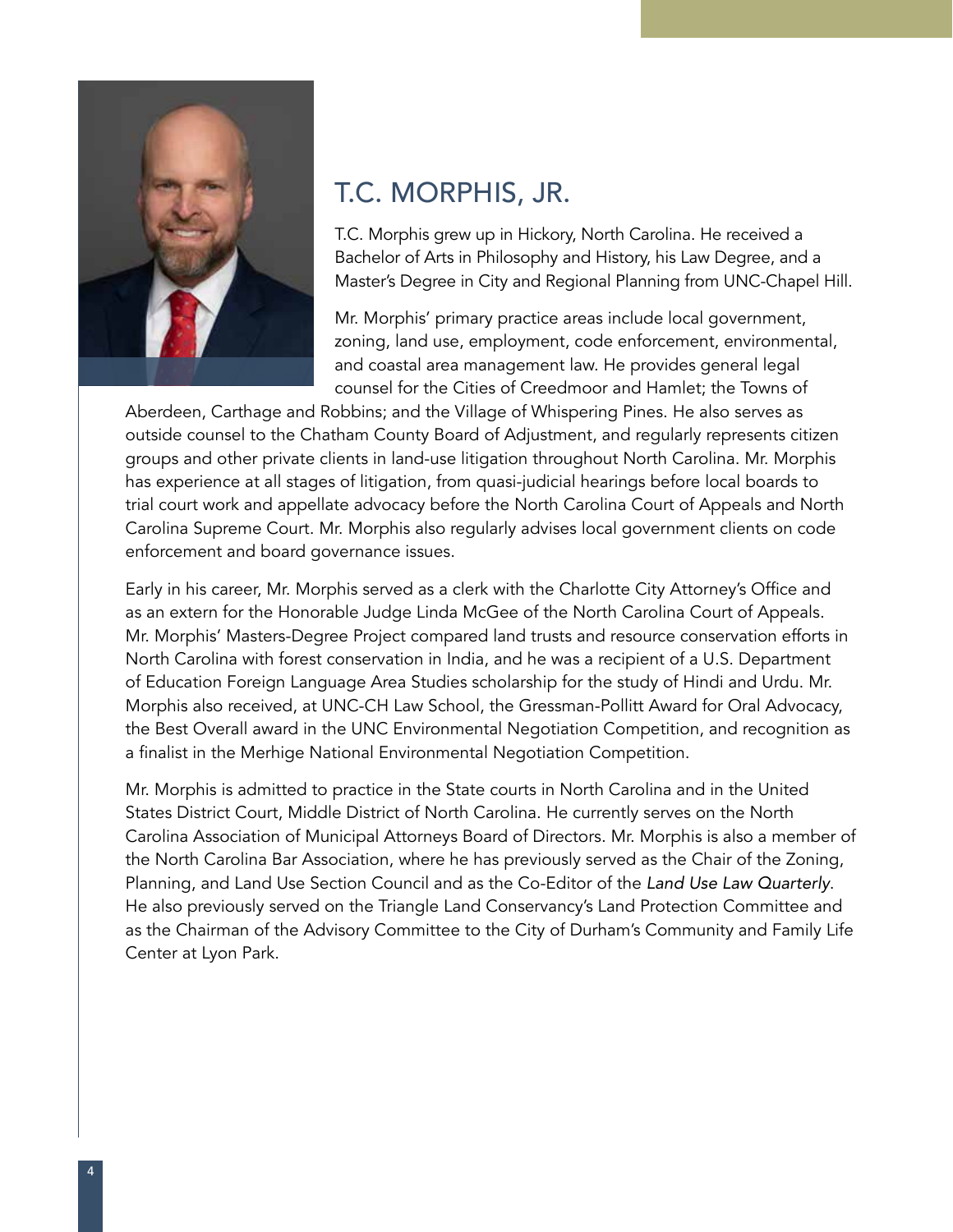## T.C. MORPHIS, JR.

T.C. Morphis grew up in Hickory, North Carolina. He received a Bachelor of Arts in Philosophy and History, his Law Degree, and a Master's Degree in City and Regional Planning from UNC-Chapel Hill.

Mr. Morphis' primary practice areas include local government, zoning, land use, employment, code enforcement, environmental, and coastal area management law. He provides general legal counsel for the Cities of Creedmoor and Hamlet; the Towns of Aberdeen, Carthage and Robbins; and the Village of Whispering Pines. He also serves as outside counsel to the Chatham County Board of Adjustment, and regularly represents citizen groups and other private clients in land-use litigation throughout North Carolina. Mr. Morphis has experience at all stages of litigation, from quasi-judicial hearings before local boards to trial court work and appellate advocacy before the North Carolina Court of Appeals and North Carolina Supreme Court. Mr. Morphis also regularly advises local government clients on code enforcement and board governance issues.

Early in his career, Mr. Morphis served as a clerk with the Charlotte City Attorney's Office and as an extern for the Honorable Judge Linda McGee of the North Carolina Court of Appeals. Mr. Morphis' Masters-Degree Project compared land trusts and resource conservation efforts in North Carolina with forest conservation in India, and he was a recipient of a U.S. Department of Education Foreign Language Area Studies scholarship for the study of Hindi and Urdu. Mr. Morphis also received, at UNC-CH Law School, the Gressman-Pollitt Award for Oral Advocacy, the Best Overall award in the UNC Environmental Negotiation Competition, and recognition as a finalist in the Merhige National Environmental Negotiation Competition.

Mr. Morphis is admitted to practice in the State courts in North Carolina and in the United States District Court, Middle District of North Carolina. He currently serves on the North Carolina Association of Municipal Attorneys Board of Directors. Mr. Morphis is also a member of the North Carolina Bar Association, where he has previously served as the Chair of the Zoning, Planning, and Land Use Section Council and as the Co-Editor of the *Land Use Law Quarterly*. He also previously served on the Triangle Land Conservancy's Land Protection Committee and as the Chairman of the Advisory Committee to the City of Durham's Community and Family Life Center at Lyon Park.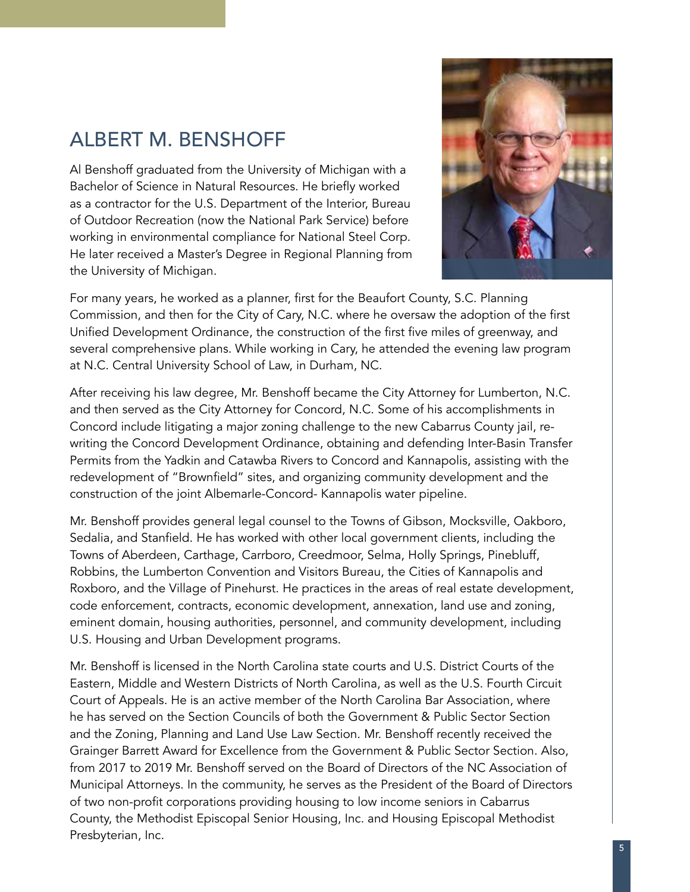## ALBERT M. BENSHOFF

Al Benshoff graduated from the University of Michigan with a Bachelor of Science in Natural Resources. He briefly worked as a contractor for the U.S. Department of the Interior, Bureau of Outdoor Recreation (now the National Park Service) before working in environmental compliance for National Steel Corp. He later received a Master's Degree in Regional Planning from the University of Michigan.

For many years, he worked as a planner, first for the Beaufort County, S.C. Planning Commission, and then for the City of Cary, N.C. where he oversaw the adoption of the first Unified Development Ordinance, the construction of the first five miles of greenway, and several comprehensive plans. While working in Cary, he attended the evening law program at N.C. Central University School of Law, in Durham, NC.

After receiving his law degree, Mr. Benshoff became the City Attorney for Lumberton, N.C. and then served as the City Attorney for Concord, N.C. Some of his accomplishments in Concord include litigating a major zoning challenge to the new Cabarrus County jail, re-writing the Concord Development Ordinance, obtaining and defending Inter-Basin Transfer Permits from the Yadkin and Catawba Rivers to Concord and Kannapolis, assisting with the redevelopment of "Brownfield" sites, and organizing community development and the construction of the joint Albemarle-Concord- Kannapolis water pipeline.

Mr. Benshoff provides general legal counsel to the Towns of Gibson, Mocksville, Oakboro, Sedalia, and Stanfield. He has worked with other local government clients, including the Towns of Aberdeen, Carthage, Carrboro, Creedmoor, Selma, Holly Springs, Pinebluff, Robbins, the Lumberton Convention and Visitors Bureau, the Cities of Kannapolis and Roxboro, and the Village of Pinehurst. He practices in the areas of real estate development, code enforcement, contracts, economic development, annexation, land use and zoning, eminent domain, housing authorities, personnel, and community development, including U.S. Housing and Urban Development programs.

Mr. Benshoff is licensed in the North Carolina state courts and U.S. District Courts of the Eastern, Middle and Western Districts of North Carolina, as well as the U.S. Fourth Circuit Court of Appeals. He is an active member of the North Carolina Bar Association, where he has served on the Section Councils of both the Government & Public Sector Section and the Zoning, Planning and Land Use Law Section. Mr. Benshoff recently received the Grainger Barrett Award for Excellence from the Government & Public Sector Section. Also, from 2017 to 2019 Mr. Benshoff served on the Board of Directors of the NC Association of Municipal Attorneys. In the community, he serves as the President of the Board of Directors of two non-profit corporations providing housing to low income seniors in Cabarrus County, the Methodist Episcopal Senior Housing, Inc. and Housing Episcopal Methodist Presbyterian, Inc.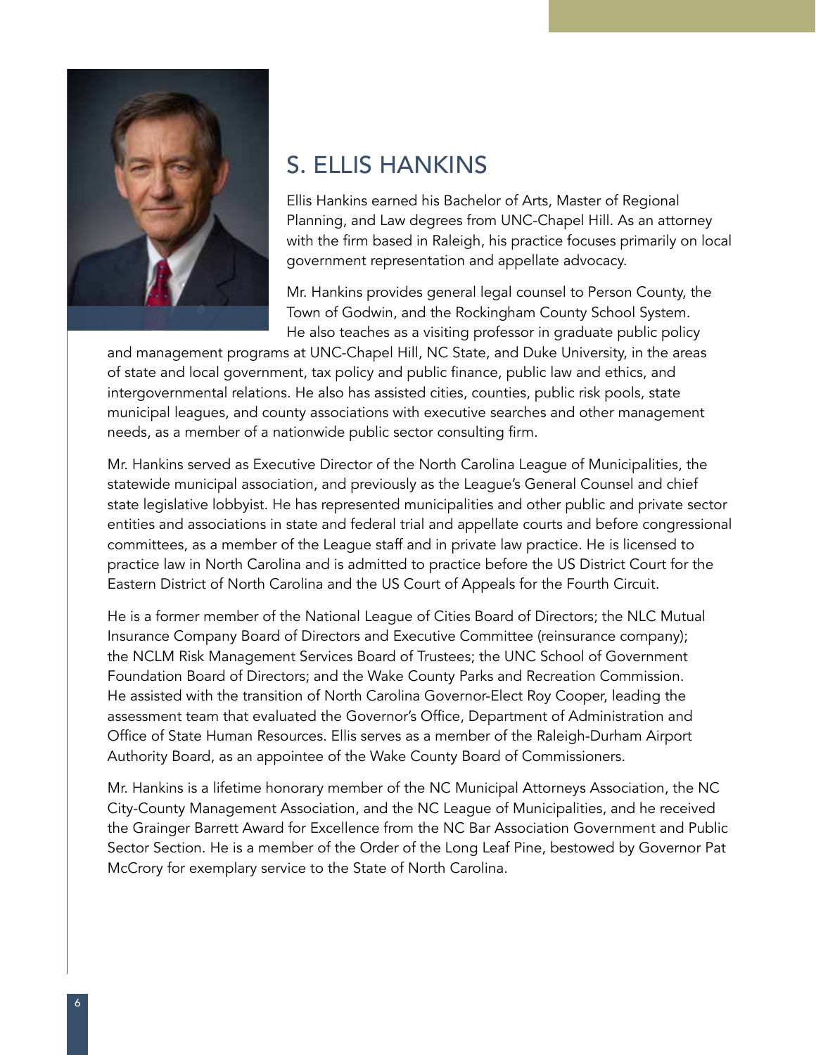## S. ELLIS HANKINS

Ellis Hankins earned his Bachelor of Arts, Master of Regional Planning, and Law degrees from UNC-Chapel Hill. As an attorney with the firm based in Raleigh, his practice focuses primarily on local government representation and appellate advocacy.

Mr. Hankins provides general legal counsel to Person County, the Town of Godwin, and the Rockingham County School System. He also teaches as a visiting professor in graduate public policy and management programs at UNC-Chapel Hill, NC State, and Duke University, in the areas of state and local government, tax policy and public finance, public law and ethics, and intergovernmental relations. He also has assisted cities, counties, public risk pools, state municipal leagues, and county associations with executive searches and other management needs, as a member of a nationwide public sector consulting firm.

Mr. Hankins served as Executive Director of the North Carolina League of Municipalities, the statewide municipal association, and previously as the League's General Counsel and chief state legislative lobbyist. He has represented municipalities and other public and private sector entities and associations in state and federal trial and appellate courts and before congressional committees, as a member of the League staff and in private law practice. He is licensed to practice law in North Carolina and is admitted to practice before the US District Court for the Eastern District of North Carolina and the US Court of Appeals for the Fourth Circuit.

He is a former member of the National League of Cities Board of Directors; the NLC Mutual Insurance Company Board of Directors and Executive Committee (reinsurance company); the NCLM Risk Management Services Board of Trustees; the UNC School of Government Foundation Board of Directors; and the Wake County Parks and Recreation Commission. He assisted with the transition of North Carolina Governor-Elect Roy Cooper, leading the assessment team that evaluated the Governor's Office, Department of Administration and Office of State Human Resources. Ellis serves as a member of the Raleigh-Durham Airport Authority Board, as an appointee of the Wake County Board of Commissioners.

Mr. Hankins is a lifetime honorary member of the NC Municipal Attorneys Association, the NC City-County Management Association, and the NC League of Municipalities, and he received the Grainger Barrett Award for Excellence from the NC Bar Association Government and Public Sector Section. He is a member of the Order of the Long Leaf Pine, bestowed by Governor Pat McCrory for exemplary service to the State of North Carolina.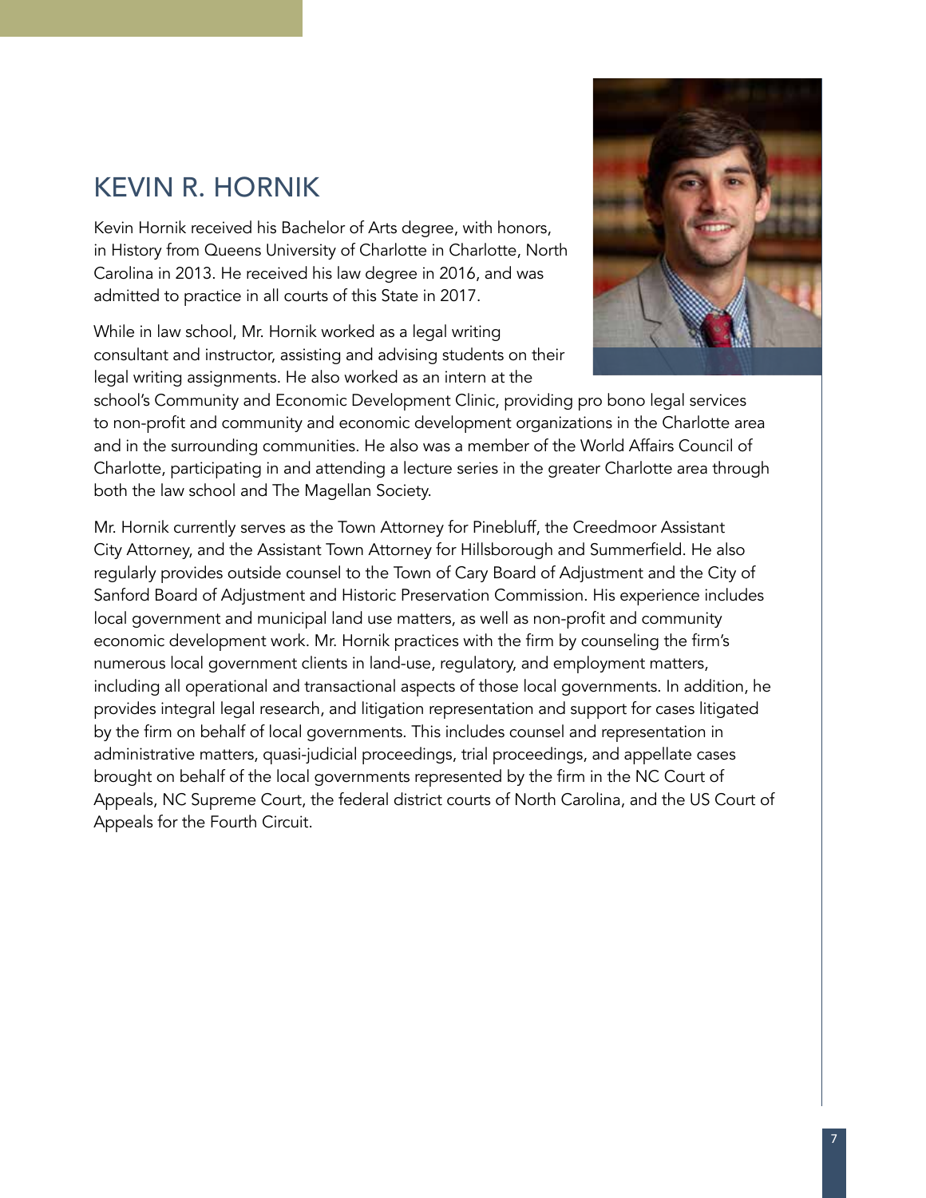## KEVIN R. HORNIK

Kevin Hornik received his Bachelor of Arts degree, with honors, in History from Queens University of Charlotte in Charlotte, North Carolina in 2013. He received his law degree in 2016, and was admitted to practice in all courts of this State in 2017.

While in law school, Mr. Hornik worked as a legal writing consultant and instructor, assisting and advising students on their legal writing assignments. He also worked as an intern at the school's Community and Economic Development Clinic, providing pro bono legal services to non-profit and community and economic development organizations in the Charlotte area and in the surrounding communities. He also was a member of the World Affairs Council of Charlotte, participating in and attending a lecture series in the greater Charlotte area through both the law school and The Magellan Society.

Mr. Hornik currently serves as the Town Attorney for Pinebluff, the Creedmoor Assistant City Attorney, and the Assistant Town Attorney for Hillsborough and Summerfield. He also regularly provides outside counsel to the Town of Cary Board of Adjustment and the City of Sanford Board of Adjustment and Historic Preservation Commission. His experience includes local government and municipal land use matters, as well as non-profit and community economic development work. Mr. Hornik practices with the firm by counseling the firm's numerous local government clients in land-use, regulatory, and employment matters, including all operational and transactional aspects of those local governments. In addition, he provides integral legal research, and litigation representation and support for cases litigated by the firm on behalf of local governments. This includes counsel and representation in administrative matters, quasi-judicial proceedings, trial proceedings, and appellate cases brought on behalf of the local governments represented by the firm in the NC Court of Appeals, NC Supreme Court, the federal district courts of North Carolina, and the US Court of Appeals for the Fourth Circuit.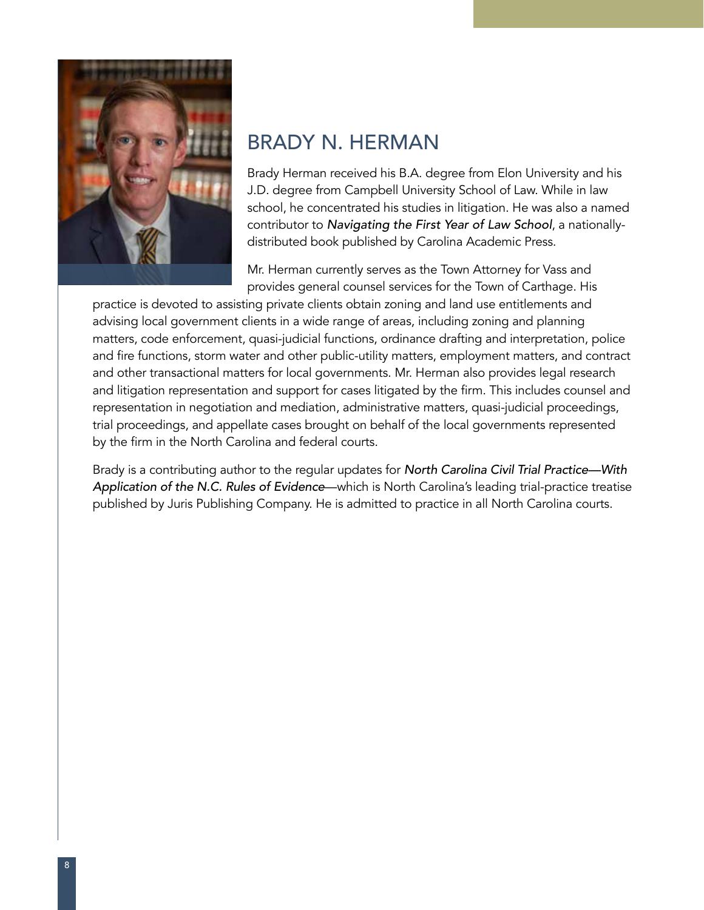## BRADY N. HERMAN

Brady Herman received his B.A. degree from Elon University and his J.D. degree from Campbell University School of Law. While in law school, he concentrated his studies in litigation. He was also a named contributor to *Navigating the First Year of Law School*, a nationally-distributed book published by Carolina Academic Press.

Mr. Herman currently serves as the Town Attorney for Vass and provides general counsel services for the Town of Carthage. His practice is devoted to assisting private clients obtain zoning and land use entitlements and advising local government clients in a wide range of areas, including zoning and planning matters, code enforcement, quasi-judicial functions, ordinance drafting and interpretation, police and fire functions, storm water and other public-utility matters, employment matters, and contract and other transactional matters for local governments. Mr. Herman also provides legal research and litigation representation and support for cases litigated by the firm. This includes counsel and representation in negotiation and mediation, administrative matters, quasi-judicial proceedings, trial proceedings, and appellate cases brought on behalf of the local governments represented by the firm in the North Carolina and federal courts.

Brady is a contributing author to the regular updates for *North Carolina Civil Trial Practice—With Application of the N.C. Rules of Evidence*—which is North Carolina's leading trial-practice treatise published by Juris Publishing Company. He is admitted to practice in all North Carolina courts.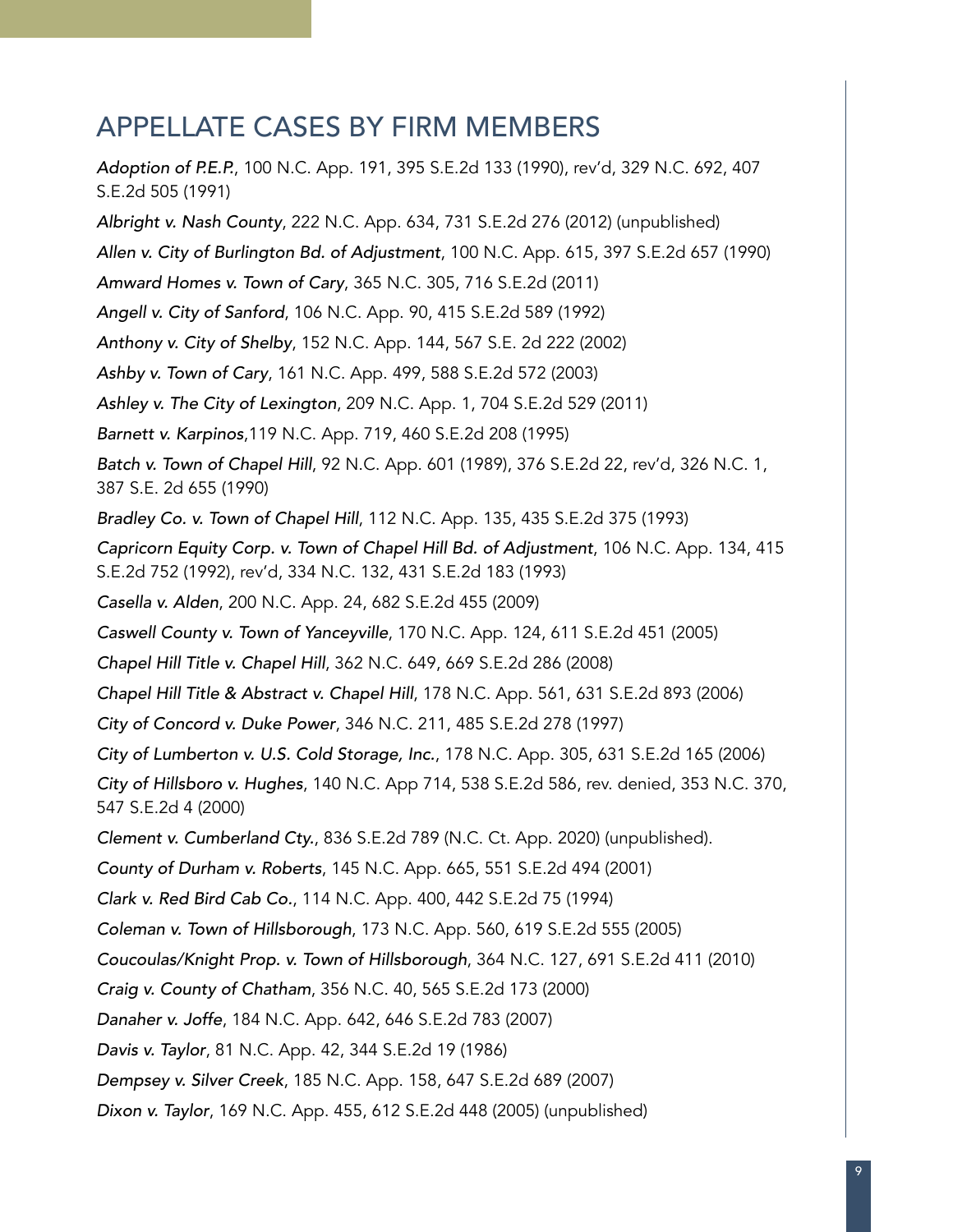## APPELLATE CASES BY FIRM MEMBERS

*Adoption of P.E.P.*, 100 N.C. App. 191, 395 S.E.2d 133 (1990), rev'd, 329 N.C. 692, 407 S.E.2d 505 (1991)

*Albright v. Nash County*, 222 N.C. App. 634, 731 S.E.2d 276 (2012) (unpublished)

*Allen v. City of Burlington Bd. of Adjustment*, 100 N.C. App. 615, 397 S.E.2d 657 (1990)

*Amward Homes v. Town of Cary*, 365 N.C. 305, 716 S.E.2d (2011)

*Angell v. City of Sanford*, 106 N.C. App. 90, 415 S.E.2d 589 (1992)

*Anthony v. City of Shelby*, 152 N.C. App. 144, 567 S.E. 2d 222 (2002)

*Ashby v. Town of Cary*, 161 N.C. App. 499, 588 S.E.2d 572 (2003)

*Ashley v. The City of Lexington*, 209 N.C. App. 1, 704 S.E.2d 529 (2011)

*Barnett v. Karpinos*,119 N.C. App. 719, 460 S.E.2d 208 (1995)

*Batch v. Town of Chapel Hill*, 92 N.C. App. 601 (1989), 376 S.E.2d 22, rev'd, 326 N.C. 1, 387 S.E. 2d 655 (1990)

*Bradley Co. v. Town of Chapel Hill*, 112 N.C. App. 135, 435 S.E.2d 375 (1993)

*Capricorn Equity Corp. v. Town of Chapel Hill Bd. of Adjustment*, 106 N.C. App. 134, 415 S.E.2d 752 (1992), rev'd, 334 N.C. 132, 431 S.E.2d 183 (1993)

*Casella v. Alden*, 200 N.C. App. 24, 682 S.E.2d 455 (2009)

*Caswell County v. Town of Yanceyville*, 170 N.C. App. 124, 611 S.E.2d 451 (2005)

*Chapel Hill Title v. Chapel Hill*, 362 N.C. 649, 669 S.E.2d 286 (2008)

*Chapel Hill Title & Abstract v. Chapel Hill*, 178 N.C. App. 561, 631 S.E.2d 893 (2006)

*City of Concord v. Duke Power*, 346 N.C. 211, 485 S.E.2d 278 (1997)

*City of Lumberton v. U.S. Cold Storage, Inc.*, 178 N.C. App. 305, 631 S.E.2d 165 (2006)

*City of Hillsboro v. Hughes*, 140 N.C. App 714, 538 S.E.2d 586, rev. denied, 353 N.C. 370, 547 S.E.2d 4 (2000)

*Clement v. Cumberland Cty.*, 836 S.E.2d 789 (N.C. Ct. App. 2020) (unpublished).

*County of Durham v. Roberts*, 145 N.C. App. 665, 551 S.E.2d 494 (2001)

*Clark v. Red Bird Cab Co.*, 114 N.C. App. 400, 442 S.E.2d 75 (1994)

*Coleman v. Town of Hillsborough*, 173 N.C. App. 560, 619 S.E.2d 555 (2005)

*Coucoulas/Knight Prop. v. Town of Hillsborough*, 364 N.C. 127, 691 S.E.2d 411 (2010)

*Craig v. County of Chatham*, 356 N.C. 40, 565 S.E.2d 173 (2000)

*Danaher v. Joffe*, 184 N.C. App. 642, 646 S.E.2d 783 (2007)

*Davis v. Taylor*, 81 N.C. App. 42, 344 S.E.2d 19 (1986)

*Dempsey v. Silver Creek*, 185 N.C. App. 158, 647 S.E.2d 689 (2007)

*Dixon v. Taylor*, 169 N.C. App. 455, 612 S.E.2d 448 (2005) (unpublished)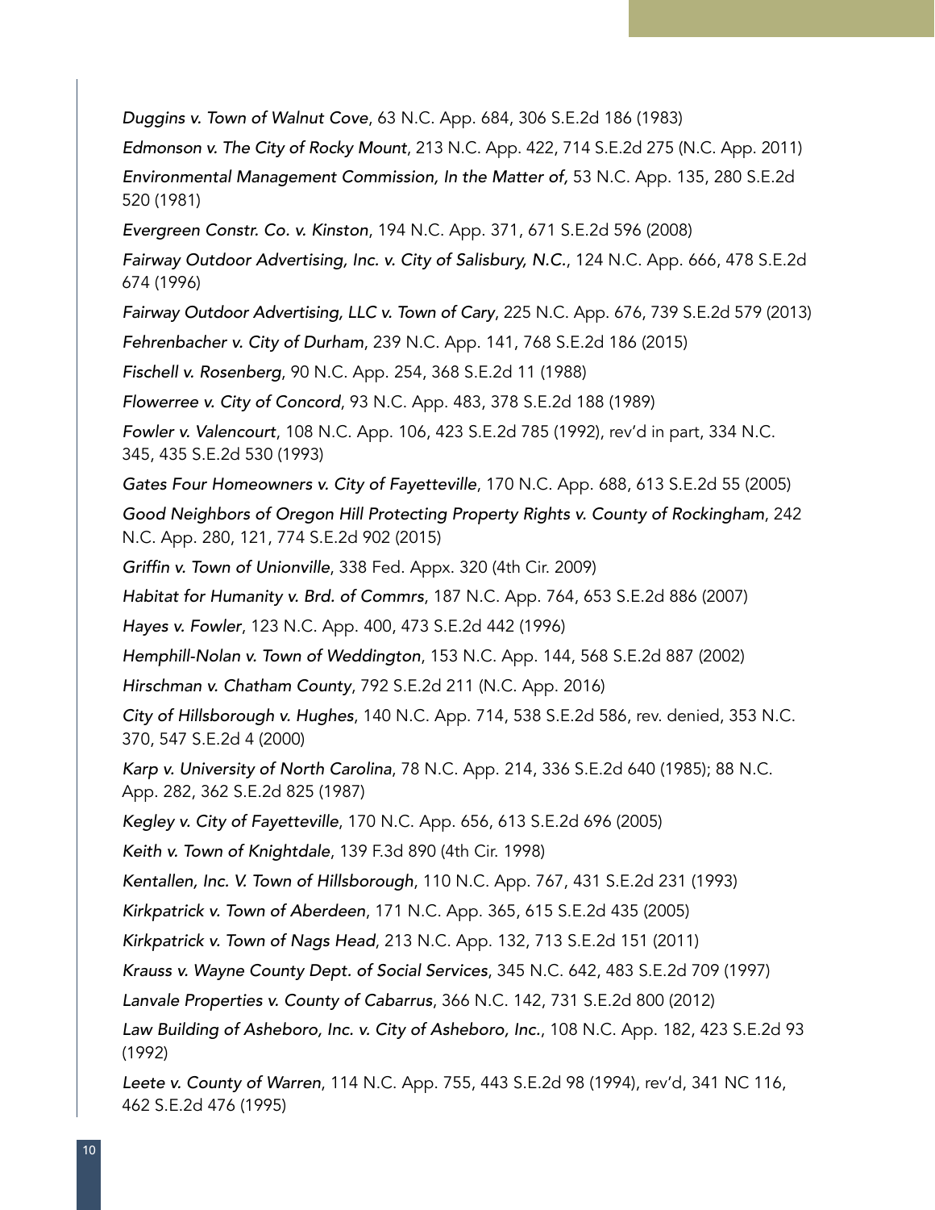*Duggins v. Town of Walnut Cove*, 63 N.C. App. 684, 306 S.E.2d 186 (1983)

*Edmonson v. The City of Rocky Mount*, 213 N.C. App. 422, 714 S.E.2d 275 (N.C. App. 2011)

*Environmental Management Commission, In the Matter of,* 53 N.C. App. 135, 280 S.E.2d 520 (1981)

*Evergreen Constr. Co. v. Kinston*, 194 N.C. App. 371, 671 S.E.2d 596 (2008)

*Fairway Outdoor Advertising, Inc. v. City of Salisbury, N.C.*, 124 N.C. App. 666, 478 S.E.2d 674 (1996)

*Fairway Outdoor Advertising, LLC v. Town of Cary*, 225 N.C. App. 676, 739 S.E.2d 579 (2013)

*Fehrenbacher v. City of Durham*, 239 N.C. App. 141, 768 S.E.2d 186 (2015)

*Fischell v. Rosenberg*, 90 N.C. App. 254, 368 S.E.2d 11 (1988)

*Flowerree v. City of Concord*, 93 N.C. App. 483, 378 S.E.2d 188 (1989)

*Fowler v. Valencourt*, 108 N.C. App. 106, 423 S.E.2d 785 (1992), rev'd in part, 334 N.C. 345, 435 S.E.2d 530 (1993)

*Gates Four Homeowners v. City of Fayetteville*, 170 N.C. App. 688, 613 S.E.2d 55 (2005)

*Good Neighbors of Oregon Hill Protecting Property Rights v. County of Rockingham*, 242 N.C. App. 280, 121, 774 S.E.2d 902 (2015)

*Griffin v. Town of Unionville*, 338 Fed. Appx. 320 (4th Cir. 2009)

*Habitat for Humanity v. Brd. of Commrs*, 187 N.C. App. 764, 653 S.E.2d 886 (2007)

*Hayes v. Fowler*, 123 N.C. App. 400, 473 S.E.2d 442 (1996)

*Hemphill-Nolan v. Town of Weddington*, 153 N.C. App. 144, 568 S.E.2d 887 (2002)

*Hirschman v. Chatham County*, 792 S.E.2d 211 (N.C. App. 2016)

*City of Hillsborough v. Hughes*, 140 N.C. App. 714, 538 S.E.2d 586, rev. denied, 353 N.C. 370, 547 S.E.2d 4 (2000)

*Karp v. University of North Carolina*, 78 N.C. App. 214, 336 S.E.2d 640 (1985); 88 N.C. App. 282, 362 S.E.2d 825 (1987)

*Kegley v. City of Fayetteville*, 170 N.C. App. 656, 613 S.E.2d 696 (2005)

*Keith v. Town of Knightdale*, 139 F.3d 890 (4th Cir. 1998)

*Kentallen, Inc. V. Town of Hillsborough*, 110 N.C. App. 767, 431 S.E.2d 231 (1993)

*Kirkpatrick v. Town of Aberdeen*, 171 N.C. App. 365, 615 S.E.2d 435 (2005)

*Kirkpatrick v. Town of Nags Head*, 213 N.C. App. 132, 713 S.E.2d 151 (2011)

*Krauss v. Wayne County Dept. of Social Services*, 345 N.C. 642, 483 S.E.2d 709 (1997)

*Lanvale Properties v. County of Cabarrus*, 366 N.C. 142, 731 S.E.2d 800 (2012)

*Law Building of Asheboro, Inc. v. City of Asheboro, Inc.*, 108 N.C. App. 182, 423 S.E.2d 93 (1992)

*Leete v. County of Warren*, 114 N.C. App. 755, 443 S.E.2d 98 (1994), rev'd, 341 NC 116, 462 S.E.2d 476 (1995)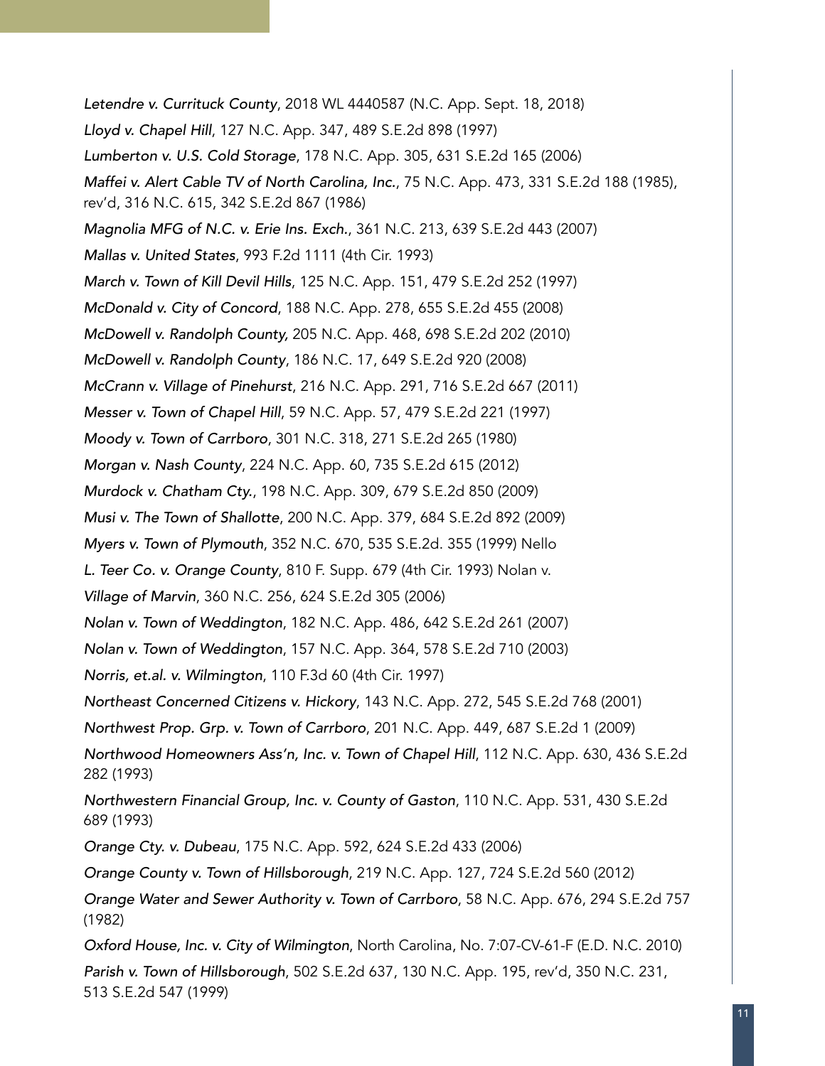*Letendre v. Currituck County*, 2018 WL 4440587 (N.C. App. Sept. 18, 2018)

*Lloyd v. Chapel Hill*, 127 N.C. App. 347, 489 S.E.2d 898 (1997)

*Lumberton v. U.S. Cold Storage*, 178 N.C. App. 305, 631 S.E.2d 165 (2006)

*Maffei v. Alert Cable TV of North Carolina, Inc.*, 75 N.C. App. 473, 331 S.E.2d 188 (1985), rev'd, 316 N.C. 615, 342 S.E.2d 867 (1986)

*Magnolia MFG of N.C. v. Erie Ins. Exch.*, 361 N.C. 213, 639 S.E.2d 443 (2007)

*Mallas v. United States*, 993 F.2d 1111 (4th Cir. 1993)

*March v. Town of Kill Devil Hills*, 125 N.C. App. 151, 479 S.E.2d 252 (1997)

*McDonald v. City of Concord*, 188 N.C. App. 278, 655 S.E.2d 455 (2008)

*McDowell v. Randolph County,* 205 N.C. App. 468, 698 S.E.2d 202 (2010)

*McDowell v. Randolph County*, 186 N.C. 17, 649 S.E.2d 920 (2008)

*McCrann v. Village of Pinehurst*, 216 N.C. App. 291, 716 S.E.2d 667 (2011)

*Messer v. Town of Chapel Hill*, 59 N.C. App. 57, 479 S.E.2d 221 (1997)

*Moody v. Town of Carrboro*, 301 N.C. 318, 271 S.E.2d 265 (1980)

*Morgan v. Nash County*, 224 N.C. App. 60, 735 S.E.2d 615 (2012)

*Murdock v. Chatham Cty.*, 198 N.C. App. 309, 679 S.E.2d 850 (2009)

*Musi v. The Town of Shallotte*, 200 N.C. App. 379, 684 S.E.2d 892 (2009)

*Myers v. Town of Plymouth*, 352 N.C. 670, 535 S.E.2d. 355 (1999) *Nello L. Teer Co. v. Orange County*, 810 F. Supp. 679 (4th Cir. 1993) *Nolan v. Village of Marvin*, 360 N.C. 256, 624 S.E.2d 305 (2006)

*Nolan v. Town of Weddington*, 182 N.C. App. 486, 642 S.E.2d 261 (2007)

*Nolan v. Town of Weddington*, 157 N.C. App. 364, 578 S.E.2d 710 (2003)

*Norris, et.al. v. Wilmington*, 110 F.3d 60 (4th Cir. 1997)

*Northeast Concerned Citizens v. Hickory*, 143 N.C. App. 272, 545 S.E.2d 768 (2001)

*Northwest Prop. Grp. v. Town of Carrboro*, 201 N.C. App. 449, 687 S.E.2d 1 (2009)

*Northwood Homeowners Ass'n, Inc. v. Town of Chapel Hill*, 112 N.C. App. 630, 436 S.E.2d 282 (1993)

*Northwestern Financial Group, Inc. v. County of Gaston*, 110 N.C. App. 531, 430 S.E.2d 689 (1993)

*Orange Cty. v. Dubeau*, 175 N.C. App. 592, 624 S.E.2d 433 (2006)

*Orange County v. Town of Hillsborough*, 219 N.C. App. 127, 724 S.E.2d 560 (2012)

*Orange Water and Sewer Authority v. Town of Carrboro*, 58 N.C. App. 676, 294 S.E.2d 757 (1982)

*Oxford House, Inc. v. City of Wilmington*, North Carolina, No. 7:07-CV-61-F (E.D. N.C. 2010)

*Parish v. Town of Hillsborough*, 502 S.E.2d 637, 130 N.C. App. 195, rev'd, 350 N.C. 231, 513 S.E.2d 547 (1999)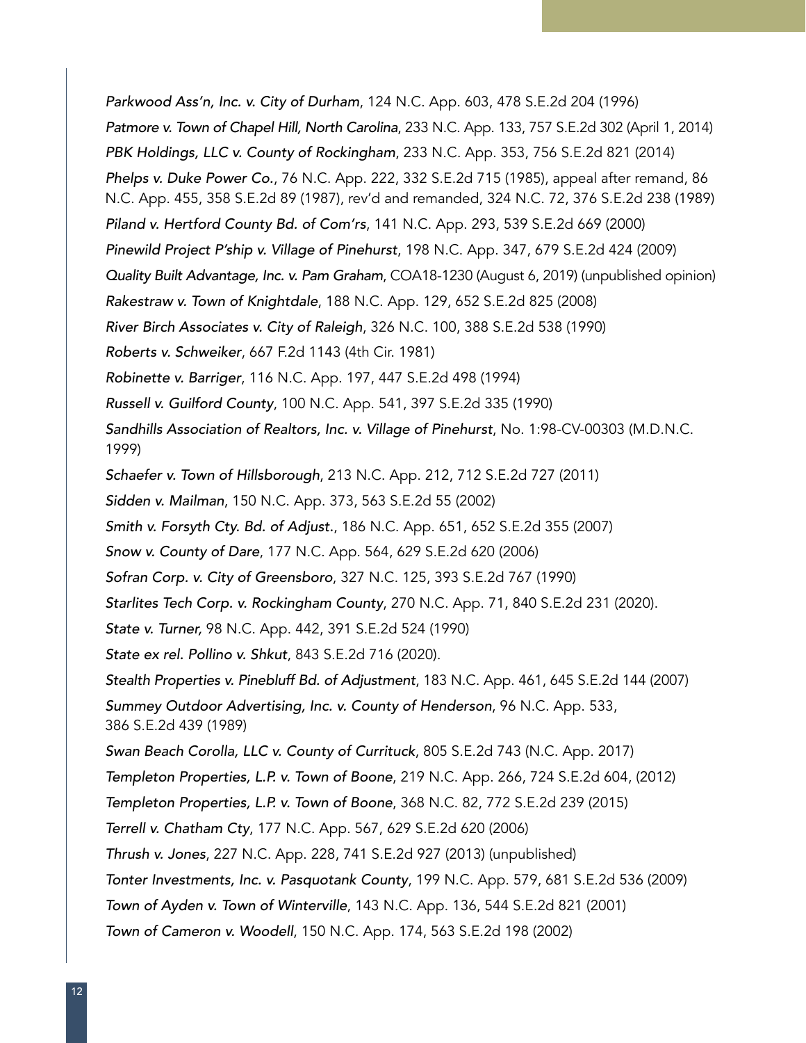*Parkwood Ass'n, Inc. v. City of Durham*, 124 N.C. App. 603, 478 S.E.2d 204 (1996)

*Patmore v. Town of Chapel Hill, North Carolina*, 233 N.C. App. 133, 757 S.E.2d 302 (April 1, 2014)

*PBK Holdings, LLC v. County of Rockingham*, 233 N.C. App. 353, 756 S.E.2d 821 (2014)

*Phelps v. Duke Power Co.*, 76 N.C. App. 222, 332 S.E.2d 715 (1985), appeal after remand, 86 N.C. App. 455, 358 S.E.2d 89 (1987), rev'd and remanded, 324 N.C. 72, 376 S.E.2d 238 (1989)

*Piland v. Hertford County Bd. of Com'rs*, 141 N.C. App. 293, 539 S.E.2d 669 (2000)

*Pinewild Project P'ship v. Village of Pinehurst*, 198 N.C. App. 347, 679 S.E.2d 424 (2009)

*Quality Built Advantage, Inc. v. Pam Graham*, COA18-1230 (August 6, 2019) (unpublished opinion)

*Rakestraw v. Town of Knightdale*, 188 N.C. App. 129, 652 S.E.2d 825 (2008)

*River Birch Associates v. City of Raleigh*, 326 N.C. 100, 388 S.E.2d 538 (1990)

*Roberts v. Schweiker*, 667 F.2d 1143 (4th Cir. 1981)

*Robinette v. Barriger*, 116 N.C. App. 197, 447 S.E.2d 498 (1994)

*Russell v. Guilford County*, 100 N.C. App. 541, 397 S.E.2d 335 (1990)

*Sandhills Association of Realtors, Inc. v. Village of Pinehurst*, No. 1:98-CV-00303 (M.D.N.C. 1999)

*Schaefer v. Town of Hillsborough*, 213 N.C. App. 212, 712 S.E.2d 727 (2011)

*Sidden v. Mailman*, 150 N.C. App. 373, 563 S.E.2d 55 (2002)

*Smith v. Forsyth Cty. Bd. of Adjust.*, 186 N.C. App. 651, 652 S.E.2d 355 (2007)

*Snow v. County of Dare*, 177 N.C. App. 564, 629 S.E.2d 620 (2006)

*Sofran Corp. v. City of Greensboro*, 327 N.C. 125, 393 S.E.2d 767 (1990)

*Starlites Tech Corp. v. Rockingham County*, 270 N.C. App. 71, 840 S.E.2d 231 (2020).

*State v. Turner,* 98 N.C. App. 442, 391 S.E.2d 524 (1990)

*State ex rel. Pollino v. Shkut*, 843 S.E.2d 716 (2020).

*Stealth Properties v. Pinebluff Bd. of Adjustment*, 183 N.C. App. 461, 645 S.E.2d 144 (2007)

*Summey Outdoor Advertising, Inc. v. County of Henderson*, 96 N.C. App. 533, 386 S.E.2d 439 (1989)

*Swan Beach Corolla, LLC v. County of Currituck*, 805 S.E.2d 743 (N.C. App. 2017)

*Templeton Properties, L.P. v. Town of Boone*, 219 N.C. App. 266, 724 S.E.2d 604, (2012)

*Templeton Properties, L.P. v. Town of Boone*, 368 N.C. 82, 772 S.E.2d 239 (2015)

*Terrell v. Chatham Cty*, 177 N.C. App. 567, 629 S.E.2d 620 (2006)

*Thrush v. Jones*, 227 N.C. App. 228, 741 S.E.2d 927 (2013) (unpublished)

*Tonter Investments, Inc. v. Pasquotank County*, 199 N.C. App. 579, 681 S.E.2d 536 (2009)

*Town of Ayden v. Town of Winterville*, 143 N.C. App. 136, 544 S.E.2d 821 (2001)

*Town of Cameron v. Woodell*, 150 N.C. App. 174, 563 S.E.2d 198 (2002)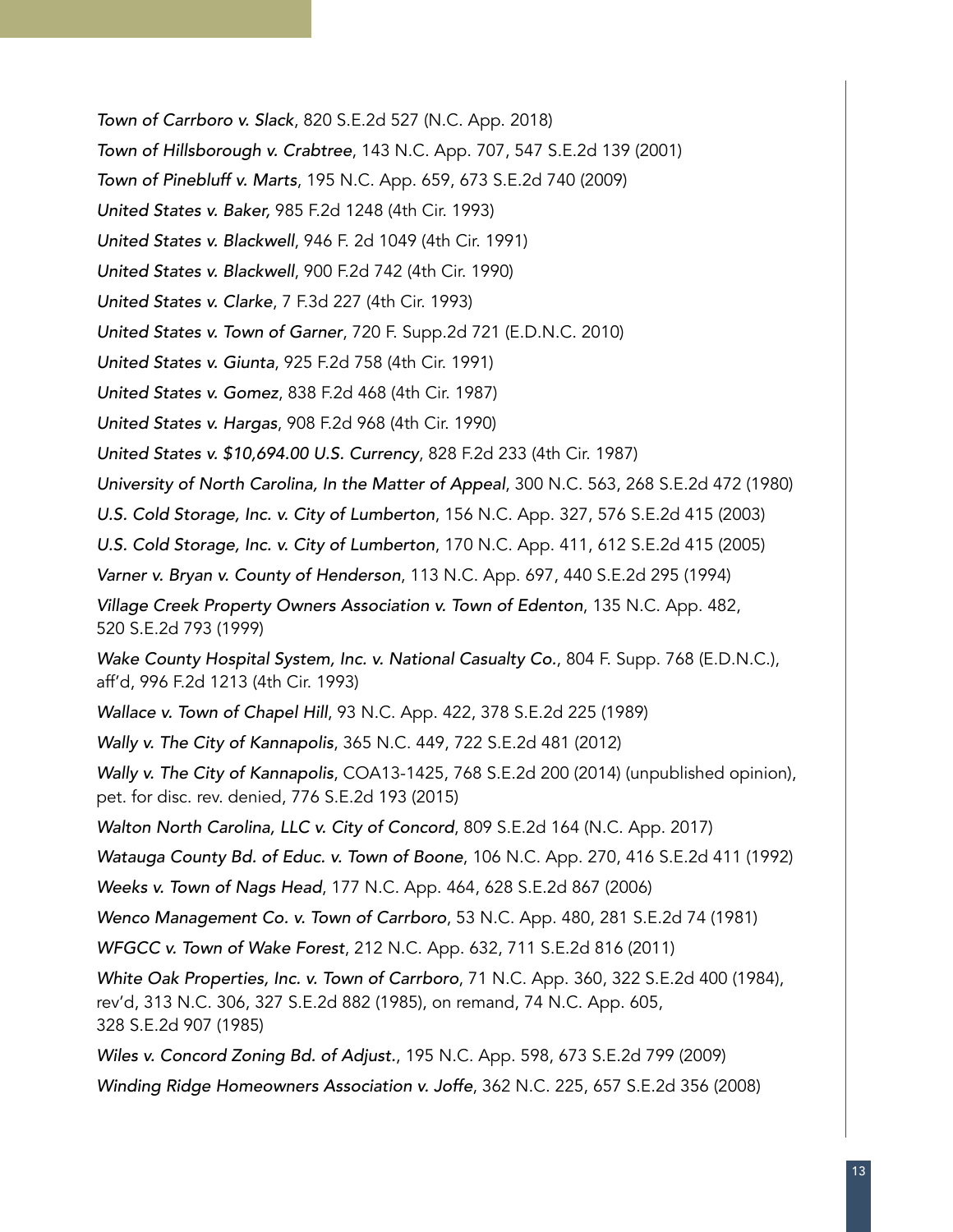*Town of Carrboro v. Slack*, 820 S.E.2d 527 (N.C. App. 2018)

*Town of Hillsborough v. Crabtree*, 143 N.C. App. 707, 547 S.E.2d 139 (2001)

*Town of Pinebluff v. Marts*, 195 N.C. App. 659, 673 S.E.2d 740 (2009)

*United States v. Baker,* 985 F.2d 1248 (4th Cir. 1993)

*United States v. Blackwell*, 946 F. 2d 1049 (4th Cir. 1991)

*United States v. Blackwell*, 900 F.2d 742 (4th Cir. 1990)

*United States v. Clarke*, 7 F.3d 227 (4th Cir. 1993)

*United States v. Town of Garner*, 720 F. Supp.2d 721 (E.D.N.C. 2010)

*United States v. Giunta*, 925 F.2d 758 (4th Cir. 1991)

*United States v. Gomez*, 838 F.2d 468 (4th Cir. 1987)

*United States v. Hargas*, 908 F.2d 968 (4th Cir. 1990)

*United States v. $10,694.00 U.S. Currency*, 828 F.2d 233 (4th Cir. 1987)

*University of North Carolina, In the Matter of Appeal*, 300 N.C. 563, 268 S.E.2d 472 (1980)

*U.S. Cold Storage, Inc. v. City of Lumberton*, 156 N.C. App. 327, 576 S.E.2d 415 (2003)

*U.S. Cold Storage, Inc. v. City of Lumberton*, 170 N.C. App. 411, 612 S.E.2d 415 (2005)

*Varner v. Bryan v. County of Henderson*, 113 N.C. App. 697, 440 S.E.2d 295 (1994)

*Village Creek Property Owners Association v. Town of Edenton*, 135 N.C. App. 482, 520 S.E.2d 793 (1999)

*Wake County Hospital System, Inc. v. National Casualty Co.*, 804 F. Supp. 768 (E.D.N.C.), aff'd, 996 F.2d 1213 (4th Cir. 1993)

*Wallace v. Town of Chapel Hill*, 93 N.C. App. 422, 378 S.E.2d 225 (1989)

*Wally v. The City of Kannapolis*, 365 N.C. 449, 722 S.E.2d 481 (2012)

*Wally v. The City of Kannapolis*, COA13-1425, 768 S.E.2d 200 (2014) (unpublished opinion), pet. for disc. rev. denied, 776 S.E.2d 193 (2015)

*Walton North Carolina, LLC v. City of Concord*, 809 S.E.2d 164 (N.C. App. 2017)

*Watauga County Bd. of Educ. v. Town of Boone*, 106 N.C. App. 270, 416 S.E.2d 411 (1992)

*Weeks v. Town of Nags Head*, 177 N.C. App. 464, 628 S.E.2d 867 (2006)

*Wenco Management Co. v. Town of Carrboro*, 53 N.C. App. 480, 281 S.E.2d 74 (1981)

*WFGCC v. Town of Wake Forest*, 212 N.C. App. 632, 711 S.E.2d 816 (2011)

*White Oak Properties, Inc. v. Town of Carrboro*, 71 N.C. App. 360, 322 S.E.2d 400 (1984), rev'd, 313 N.C. 306, 327 S.E.2d 882 (1985), on remand, 74 N.C. App. 605, 328 S.E.2d 907 (1985)

*Wiles v. Concord Zoning Bd. of Adjust.*, 195 N.C. App. 598, 673 S.E.2d 799 (2009)

*Winding Ridge Homeowners Association v. Joffe*, 362 N.C. 225, 657 S.E.2d 356 (2008)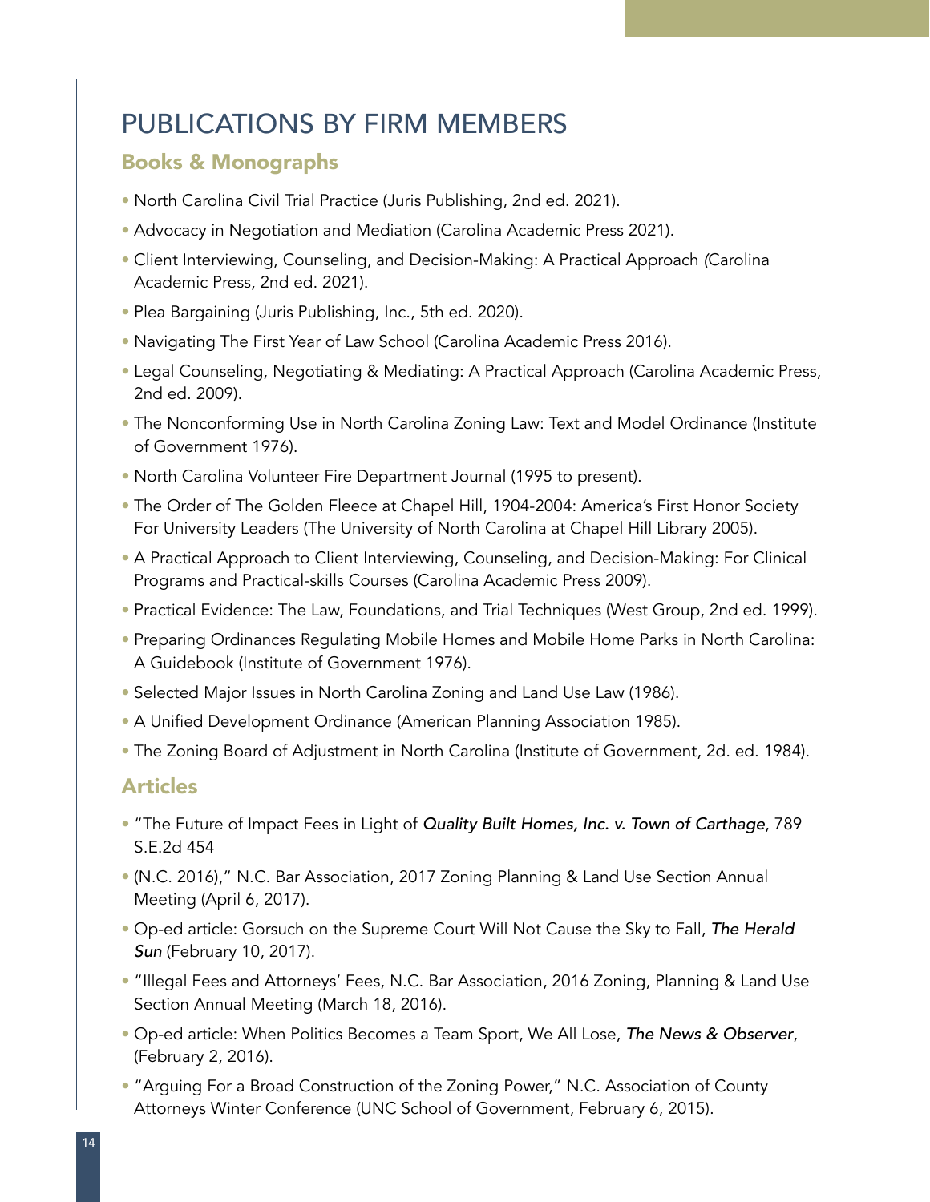# PUBLICATIONS BY FIRM MEMBERS

## Books & Monographs

- North Carolina Civil Trial Practice (Juris Publishing, 2nd ed. 2021).
- Advocacy in Negotiation and Mediation (Carolina Academic Press 2021).
- Client Interviewing, Counseling, and Decision-Making: A Practical Approach (Carolina Academic Press, 2nd ed. 2021).
- Plea Bargaining (Juris Publishing, Inc., 5th ed. 2020).
- Navigating The First Year of Law School (Carolina Academic Press 2016).
- Legal Counseling, Negotiating & Mediating: A Practical Approach (Carolina Academic Press, 2nd ed. 2009).
- The Nonconforming Use in North Carolina Zoning Law: Text and Model Ordinance (Institute of Government 1976).
- North Carolina Volunteer Fire Department Journal (1995 to present).
- The Order of The Golden Fleece at Chapel Hill, 1904-2004: America's First Honor Society For University Leaders (The University of North Carolina at Chapel Hill Library 2005).
- A Practical Approach to Client Interviewing, Counseling, and Decision-Making: For Clinical Programs and Practical-skills Courses (Carolina Academic Press 2009).
- Practical Evidence: The Law, Foundations, and Trial Techniques (West Group, 2nd ed. 1999).
- Preparing Ordinances Regulating Mobile Homes and Mobile Home Parks in North Carolina: A Guidebook (Institute of Government 1976).
- Selected Major Issues in North Carolina Zoning and Land Use Law (1986).
- A Unified Development Ordinance (American Planning Association 1985).
- The Zoning Board of Adjustment in North Carolina (Institute of Government, 2d. ed. 1984).

## Articles

- "The Future of Impact Fees in Light of *Quality Built Homes, Inc. v. Town of Carthage*, 789 S.E.2d 454
- (N.C. 2016)," N.C. Bar Association, 2017 Zoning Planning & Land Use Section Annual Meeting (April 6, 2017).
- Op-ed article: Gorsuch on the Supreme Court Will Not Cause the Sky to Fall, *The Herald Sun* (February 10, 2017).
- "Illegal Fees and Attorneys' Fees, N.C. Bar Association, 2016 Zoning, Planning & Land Use Section Annual Meeting (March 18, 2016).
- Op-ed article: When Politics Becomes a Team Sport, We All Lose, *The News & Observer*, (February 2, 2016).
- "Arguing For a Broad Construction of the Zoning Power," N.C. Association of County Attorneys Winter Conference (UNC School of Government, February 6, 2015).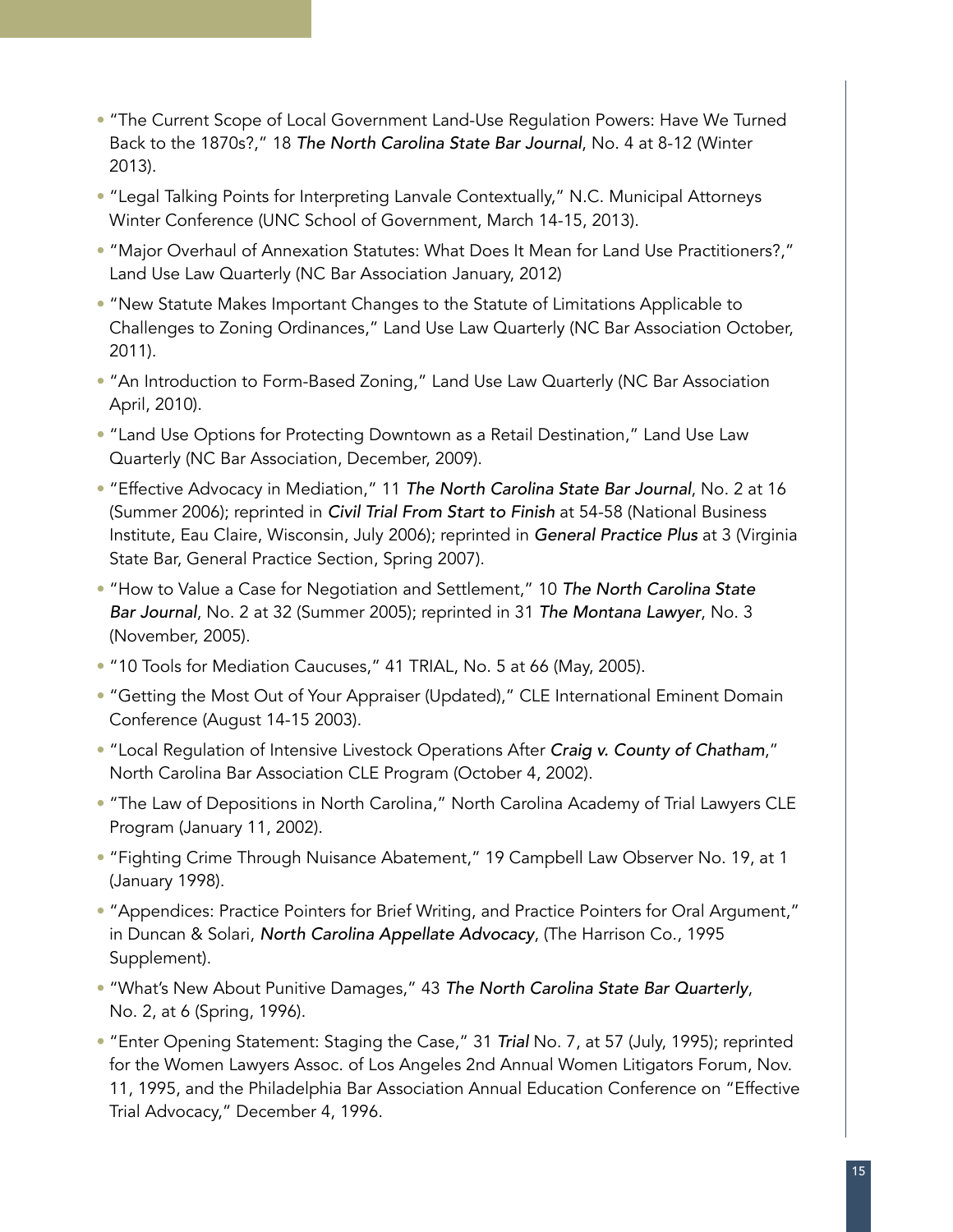- "The Current Scope of Local Government Land-Use Regulation Powers: Have We Turned Back to the 1870s?," 18 *The North Carolina State Bar Journal*, No. 4 at 8-12 (Winter 2013).
- "Legal Talking Points for Interpreting Lanvale Contextually," N.C. Municipal Attorneys Winter Conference (UNC School of Government, March 14-15, 2013).
- "Major Overhaul of Annexation Statutes: What Does It Mean for Land Use Practitioners?," Land Use Law Quarterly (NC Bar Association January, 2012)
- "New Statute Makes Important Changes to the Statute of Limitations Applicable to Challenges to Zoning Ordinances," Land Use Law Quarterly (NC Bar Association October, 2011).
- "An Introduction to Form-Based Zoning," Land Use Law Quarterly (NC Bar Association April, 2010).
- "Land Use Options for Protecting Downtown as a Retail Destination," Land Use Law Quarterly (NC Bar Association, December, 2009).
- "Effective Advocacy in Mediation," 11 *The North Carolina State Bar Journal*, No. 2 at 16 (Summer 2006); reprinted in *Civil Trial From Start to Finish* at 54-58 (National Business Institute, Eau Claire, Wisconsin, July 2006); reprinted in *General Practice Plus* at 3 (Virginia State Bar, General Practice Section, Spring 2007).
- "How to Value a Case for Negotiation and Settlement," 10 *The North Carolina State Bar Journal*, No. 2 at 32 (Summer 2005); reprinted in 31 *The Montana Lawyer*, No. 3 (November, 2005).
- "10 Tools for Mediation Caucuses," 41 TRIAL, No. 5 at 66 (May, 2005).
- "Getting the Most Out of Your Appraiser (Updated)," CLE International Eminent Domain Conference (August 14-15 2003).
- "Local Regulation of Intensive Livestock Operations After *Craig v. County of Chatham*," North Carolina Bar Association CLE Program (October 4, 2002).
- "The Law of Depositions in North Carolina," North Carolina Academy of Trial Lawyers CLE Program (January 11, 2002).
- "Fighting Crime Through Nuisance Abatement," 19 Campbell Law Observer No. 19, at 1 (January 1998).
- "Appendices: Practice Pointers for Brief Writing, and Practice Pointers for Oral Argument," in Duncan & Solari, *North Carolina Appellate Advocacy*, (The Harrison Co., 1995 Supplement).
- "What's New About Punitive Damages," 43 *The North Carolina State Bar Quarterly*, No. 2, at 6 (Spring, 1996).
- "Enter Opening Statement: Staging the Case," 31 *Trial* No. 7, at 57 (July, 1995); reprinted for the Women Lawyers Assoc. of Los Angeles 2nd Annual Women Litigators Forum, Nov. 11, 1995, and the Philadelphia Bar Association Annual Education Conference on "Effective Trial Advocacy," December 4, 1996.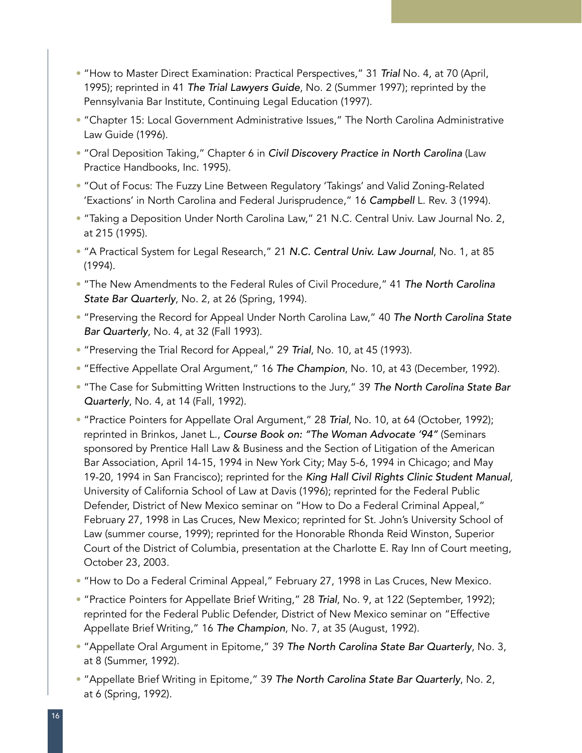- "How to Master Direct Examination: Practical Perspectives," 31 *Trial* No. 4, at 70 (April, 1995); reprinted in 41 *The Trial Lawyers Guide*, No. 2 (Summer 1997); reprinted by the Pennsylvania Bar Institute, Continuing Legal Education (1997).
- "Chapter 15: Local Government Administrative Issues," The North Carolina Administrative Law Guide (1996).
- "Oral Deposition Taking," Chapter 6 in *Civil Discovery Practice in North Carolina* (Law Practice Handbooks, Inc. 1995).
- "Out of Focus: The Fuzzy Line Between Regulatory 'Takings' and Valid Zoning-Related 'Exactions' in North Carolina and Federal Jurisprudence," 16 *Campbell* L. Rev. 3 (1994).
- "Taking a Deposition Under North Carolina Law," 21 N.C. Central Univ. Law Journal No. 2, at 215 (1995).
- "A Practical System for Legal Research," 21 *N.C. Central Univ. Law Journal*, No. 1, at 85 (1994).
- "The New Amendments to the Federal Rules of Civil Procedure," 41 *The North Carolina State Bar Quarterly*, No. 2, at 26 (Spring, 1994).
- "Preserving the Record for Appeal Under North Carolina Law," 40 *The North Carolina State Bar Quarterly*, No. 4, at 32 (Fall 1993).
- "Preserving the Trial Record for Appeal," 29 *Trial*, No. 10, at 45 (1993).
- "Effective Appellate Oral Argument," 16 *The Champion*, No. 10, at 43 (December, 1992).
- "The Case for Submitting Written Instructions to the Jury," 39 *The North Carolina State Bar Quarterly*, No. 4, at 14 (Fall, 1992).
- "Practice Pointers for Appellate Oral Argument," 28 *Trial*, No. 10, at 64 (October, 1992); reprinted in Brinkos, Janet L., *Course Book on: "The Woman Advocate '94"* (Seminars sponsored by Prentice Hall Law & Business and the Section of Litigation of the American Bar Association, April 14-15, 1994 in New York City; May 5-6, 1994 in Chicago; and May 19-20, 1994 in San Francisco); reprinted for the *King Hall Civil Rights Clinic Student Manual*, University of California School of Law at Davis (1996); reprinted for the Federal Public Defender, District of New Mexico seminar on "How to Do a Federal Criminal Appeal," February 27, 1998 in Las Cruces, New Mexico; reprinted for St. John's University School of Law (summer course, 1999); reprinted for the Honorable Rhonda Reid Winston, Superior Court of the District of Columbia, presentation at the Charlotte E. Ray Inn of Court meeting, October 23, 2003.
- "How to Do a Federal Criminal Appeal," February 27, 1998 in Las Cruces, New Mexico.
- "Practice Pointers for Appellate Brief Writing," 28 *Trial*, No. 9, at 122 (September, 1992); reprinted for the Federal Public Defender, District of New Mexico seminar on "Effective Appellate Brief Writing," 16 *The Champion*, No. 7, at 35 (August, 1992).
- "Appellate Oral Argument in Epitome," 39 *The North Carolina State Bar Quarterly*, No. 3, at 8 (Summer, 1992).
- "Appellate Brief Writing in Epitome," 39 *The North Carolina State Bar Quarterly*, No. 2, at 6 (Spring, 1992).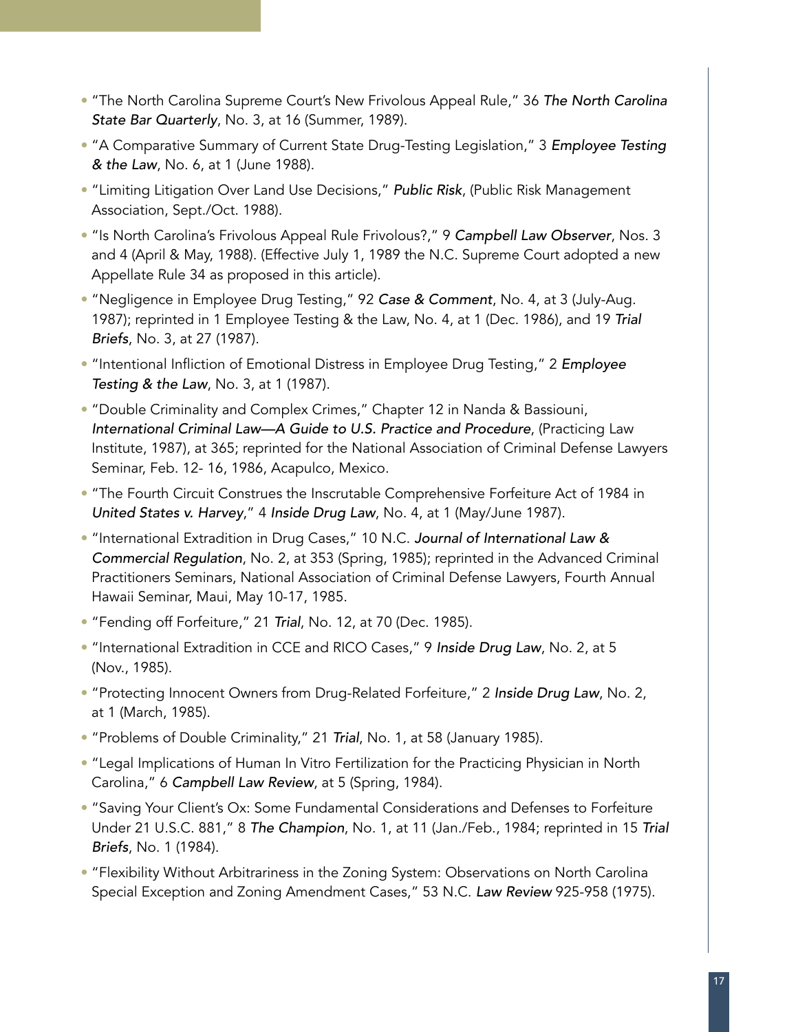- "The North Carolina Supreme Court's New Frivolous Appeal Rule," 36 *The North Carolina State Bar Quarterly*, No. 3, at 16 (Summer, 1989).
- "A Comparative Summary of Current State Drug-Testing Legislation," 3 *Employee Testing & the Law*, No. 6, at 1 (June 1988).
- "Limiting Litigation Over Land Use Decisions," *Public Risk*, (Public Risk Management Association, Sept./Oct. 1988).
- "Is North Carolina's Frivolous Appeal Rule Frivolous?," 9 *Campbell Law Observer*, Nos. 3 and 4 (April & May, 1988). (Effective July 1, 1989 the N.C. Supreme Court adopted a new Appellate Rule 34 as proposed in this article).
- "Negligence in Employee Drug Testing," 92 *Case & Comment*, No. 4, at 3 (July-Aug. 1987); reprinted in 1 Employee Testing & the Law, No. 4, at 1 (Dec. 1986), and 19 *Trial Briefs*, No. 3, at 27 (1987).
- "Intentional Infliction of Emotional Distress in Employee Drug Testing," 2 *Employee Testing & the Law*, No. 3, at 1 (1987).
- "Double Criminality and Complex Crimes," Chapter 12 in Nanda & Bassiouni, *International Criminal Law—A Guide to U.S. Practice and Procedure*, (Practicing Law Institute, 1987), at 365; reprinted for the National Association of Criminal Defense Lawyers Seminar, Feb. 12- 16, 1986, Acapulco, Mexico.
- "The Fourth Circuit Construes the Inscrutable Comprehensive Forfeiture Act of 1984 in *United States v. Harvey*," 4 *Inside Drug Law*, No. 4, at 1 (May/June 1987).
- "International Extradition in Drug Cases," 10 N.C. *Journal of International Law & Commercial Regulation*, No. 2, at 353 (Spring, 1985); reprinted in the Advanced Criminal Practitioners Seminars, National Association of Criminal Defense Lawyers, Fourth Annual Hawaii Seminar, Maui, May 10-17, 1985.
- "Fending off Forfeiture," 21 *Trial*, No. 12, at 70 (Dec. 1985).
- "International Extradition in CCE and RICO Cases," 9 *Inside Drug Law*, No. 2, at 5 (Nov., 1985).
- "Protecting Innocent Owners from Drug-Related Forfeiture," 2 *Inside Drug Law*, No. 2, at 1 (March, 1985).
- "Problems of Double Criminality," 21 *Trial*, No. 1, at 58 (January 1985).
- "Legal Implications of Human In Vitro Fertilization for the Practicing Physician in North Carolina," 6 *Campbell Law Review*, at 5 (Spring, 1984).
- "Saving Your Client's Ox: Some Fundamental Considerations and Defenses to Forfeiture Under 21 U.S.C. 881," 8 *The Champion*, No. 1, at 11 (Jan./Feb., 1984; reprinted in 15 *Trial Briefs*, No. 1 (1984).
- "Flexibility Without Arbitrariness in the Zoning System: Observations on North Carolina Special Exception and Zoning Amendment Cases," 53 N.C. *Law Review* 925-958 (1975).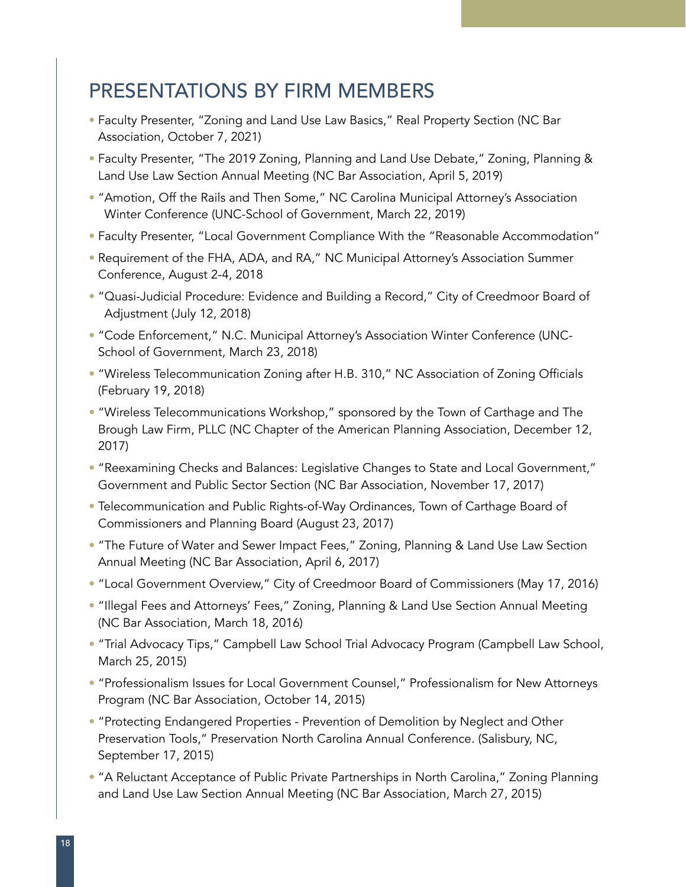## PRESENTATIONS BY FIRM MEMBERS

- Faculty Presenter, "Zoning and Land Use Law Basics," Real Property Section (NC Bar Association, October 7, 2021)
- Faculty Presenter, "The 2019 Zoning, Planning and Land Use Debate," Zoning, Planning & Land Use Law Section Annual Meeting (NC Bar Association, April 5, 2019)
- "Amotion, Off the Rails and Then Some," NC Carolina Municipal Attorney's Association Winter Conference (UNC-School of Government, March 22, 2019)
- Faculty Presenter, "Local Government Compliance With the "Reasonable Accommodation"
- Requirement of the FHA, ADA, and RA," NC Municipal Attorney's Association Summer Conference, August 2-4, 2018
- "Quasi-Judicial Procedure: Evidence and Building a Record," City of Creedmoor Board of Adjustment (July 12, 2018)
- "Code Enforcement," N.C. Municipal Attorney's Association Winter Conference (UNC-School of Government, March 23, 2018)
- "Wireless Telecommunication Zoning after H.B. 310," NC Association of Zoning Officials (February 19, 2018)
- "Wireless Telecommunications Workshop," sponsored by the Town of Carthage and The Brough Law Firm, PLLC (NC Chapter of the American Planning Association, December 12, 2017)
- "Reexamining Checks and Balances: Legislative Changes to State and Local Government," Government and Public Sector Section (NC Bar Association, November 17, 2017)
- Telecommunication and Public Rights-of-Way Ordinances, Town of Carthage Board of Commissioners and Planning Board (August 23, 2017)
- "The Future of Water and Sewer Impact Fees," Zoning, Planning & Land Use Law Section Annual Meeting (NC Bar Association, April 6, 2017)
- "Local Government Overview," City of Creedmoor Board of Commissioners (May 17, 2016)
- "Illegal Fees and Attorneys' Fees," Zoning, Planning & Land Use Section Annual Meeting (NC Bar Association, March 18, 2016)
- "Trial Advocacy Tips," Campbell Law School Trial Advocacy Program (Campbell Law School, March 25, 2015)
- "Professionalism Issues for Local Government Counsel," Professionalism for New Attorneys Program (NC Bar Association, October 14, 2015)
- "Protecting Endangered Properties - Prevention of Demolition by Neglect and Other Preservation Tools," Preservation North Carolina Annual Conference. (Salisbury, NC, September 17, 2015)
- "A Reluctant Acceptance of Public Private Partnerships in North Carolina," Zoning Planning and Land Use Law Section Annual Meeting (NC Bar Association, March 27, 2015)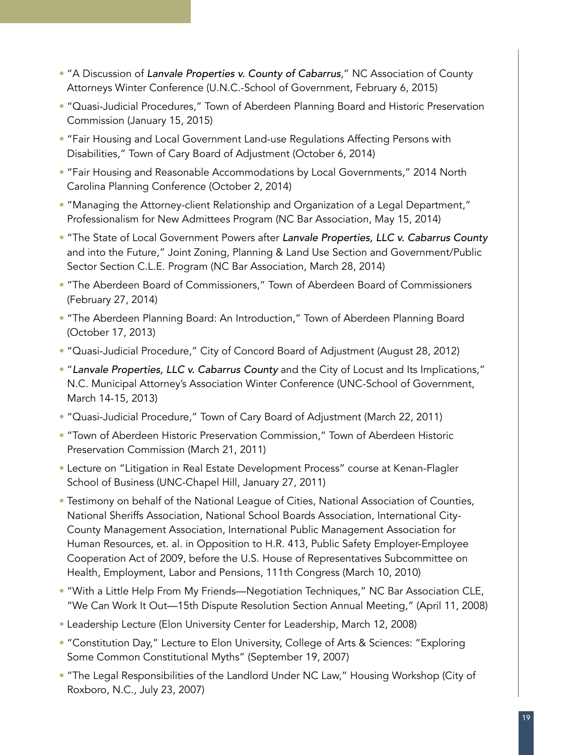- "A Discussion of *Lanvale Properties v. County of Cabarrus*," NC Association of County Attorneys Winter Conference (U.N.C.-School of Government, February 6, 2015)
- "Quasi-Judicial Procedures," Town of Aberdeen Planning Board and Historic Preservation Commission (January 15, 2015)
- "Fair Housing and Local Government Land-use Regulations Affecting Persons with Disabilities," Town of Cary Board of Adjustment (October 6, 2014)
- "Fair Housing and Reasonable Accommodations by Local Governments," 2014 North Carolina Planning Conference (October 2, 2014)
- "Managing the Attorney-client Relationship and Organization of a Legal Department," Professionalism for New Admittees Program (NC Bar Association, May 15, 2014)
- "The State of Local Government Powers after *Lanvale Properties, LLC v. Cabarrus County* and into the Future," Joint Zoning, Planning & Land Use Section and Government/Public Sector Section C.L.E. Program (NC Bar Association, March 28, 2014)
- "The Aberdeen Board of Commissioners," Town of Aberdeen Board of Commissioners (February 27, 2014)
- "The Aberdeen Planning Board: An Introduction," Town of Aberdeen Planning Board (October 17, 2013)
- "Quasi-Judicial Procedure," City of Concord Board of Adjustment (August 28, 2012)
- "*Lanvale Properties, LLC v. Cabarrus County* and the City of Locust and Its Implications," N.C. Municipal Attorney's Association Winter Conference (UNC-School of Government, March 14-15, 2013)
- "Quasi-Judicial Procedure," Town of Cary Board of Adjustment (March 22, 2011)
- "Town of Aberdeen Historic Preservation Commission," Town of Aberdeen Historic Preservation Commission (March 21, 2011)
- Lecture on "Litigation in Real Estate Development Process" course at Kenan-Flagler School of Business (UNC-Chapel Hill, January 27, 2011)
- Testimony on behalf of the National League of Cities, National Association of Counties, National Sheriffs Association, National School Boards Association, International City-County Management Association, International Public Management Association for Human Resources, et. al. in Opposition to H.R. 413, Public Safety Employer-Employee Cooperation Act of 2009, before the U.S. House of Representatives Subcommittee on Health, Employment, Labor and Pensions, 111th Congress (March 10, 2010)
- "With a Little Help From My Friends—Negotiation Techniques," NC Bar Association CLE, "We Can Work It Out—15th Dispute Resolution Section Annual Meeting," (April 11, 2008)
- Leadership Lecture (Elon University Center for Leadership, March 12, 2008)
- "Constitution Day," Lecture to Elon University, College of Arts & Sciences: "Exploring Some Common Constitutional Myths" (September 19, 2007)
- "The Legal Responsibilities of the Landlord Under NC Law," Housing Workshop (City of Roxboro, N.C., July 23, 2007)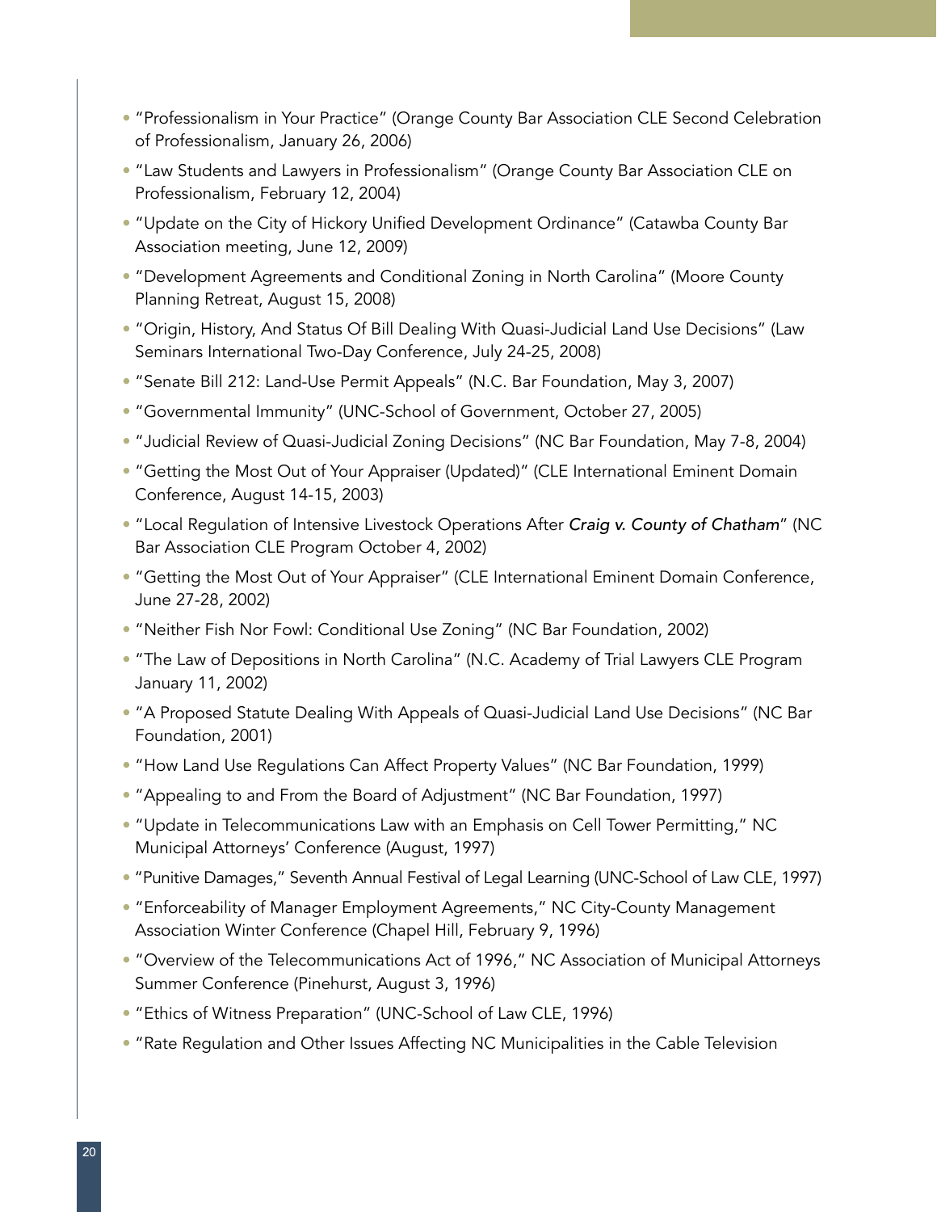- "Professionalism in Your Practice" (Orange County Bar Association CLE Second Celebration of Professionalism, January 26, 2006)
- "Law Students and Lawyers in Professionalism" (Orange County Bar Association CLE on Professionalism, February 12, 2004)
- "Update on the City of Hickory Unified Development Ordinance" (Catawba County Bar Association meeting, June 12, 2009)
- "Development Agreements and Conditional Zoning in North Carolina" (Moore County Planning Retreat, August 15, 2008)
- "Origin, History, And Status Of Bill Dealing With Quasi-Judicial Land Use Decisions" (Law Seminars International Two-Day Conference, July 24-25, 2008)
- "Senate Bill 212: Land-Use Permit Appeals" (N.C. Bar Foundation, May 3, 2007)
- "Governmental Immunity" (UNC-School of Government, October 27, 2005)
- "Judicial Review of Quasi-Judicial Zoning Decisions" (NC Bar Foundation, May 7-8, 2004)
- "Getting the Most Out of Your Appraiser (Updated)" (CLE International Eminent Domain Conference, August 14-15, 2003)
- "Local Regulation of Intensive Livestock Operations After *Craig v. County of Chatham*" (NC Bar Association CLE Program October 4, 2002)
- "Getting the Most Out of Your Appraiser" (CLE International Eminent Domain Conference, June 27-28, 2002)
- "Neither Fish Nor Fowl: Conditional Use Zoning" (NC Bar Foundation, 2002)
- "The Law of Depositions in North Carolina" (N.C. Academy of Trial Lawyers CLE Program January 11, 2002)
- "A Proposed Statute Dealing With Appeals of Quasi-Judicial Land Use Decisions" (NC Bar Foundation, 2001)
- "How Land Use Regulations Can Affect Property Values" (NC Bar Foundation, 1999)
- "Appealing to and From the Board of Adjustment" (NC Bar Foundation, 1997)
- "Update in Telecommunications Law with an Emphasis on Cell Tower Permitting," NC Municipal Attorneys' Conference (August, 1997)
- "Punitive Damages," Seventh Annual Festival of Legal Learning (UNC-School of Law CLE, 1997)
- "Enforceability of Manager Employment Agreements," NC City-County Management Association Winter Conference (Chapel Hill, February 9, 1996)
- "Overview of the Telecommunications Act of 1996," NC Association of Municipal Attorneys Summer Conference (Pinehurst, August 3, 1996)
- "Ethics of Witness Preparation" (UNC-School of Law CLE, 1996)
- "Rate Regulation and Other Issues Affecting NC Municipalities in the Cable Television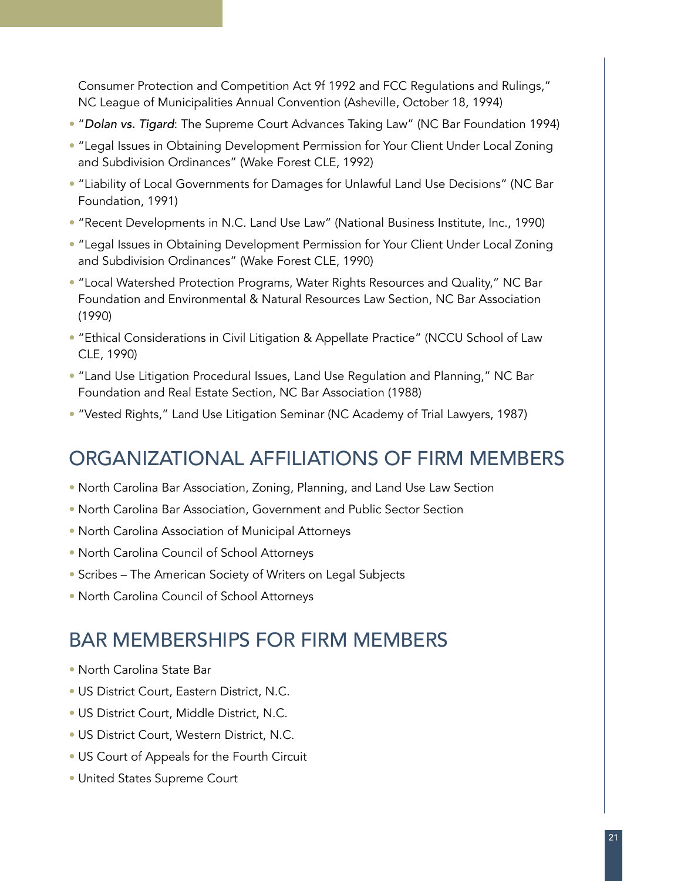Consumer Protection and Competition Act 9f 1992 and FCC Regulations and Rulings," NC League of Municipalities Annual Convention (Asheville, October 18, 1994)

- "*Dolan vs. Tigard*: The Supreme Court Advances Taking Law" (NC Bar Foundation 1994)
- "Legal Issues in Obtaining Development Permission for Your Client Under Local Zoning and Subdivision Ordinances" (Wake Forest CLE, 1992)
- "Liability of Local Governments for Damages for Unlawful Land Use Decisions" (NC Bar Foundation, 1991)
- "Recent Developments in N.C. Land Use Law" (National Business Institute, Inc., 1990)
- "Legal Issues in Obtaining Development Permission for Your Client Under Local Zoning and Subdivision Ordinances" (Wake Forest CLE, 1990)
- "Local Watershed Protection Programs, Water Rights Resources and Quality," NC Bar Foundation and Environmental & Natural Resources Law Section, NC Bar Association (1990)
- "Ethical Considerations in Civil Litigation & Appellate Practice" (NCCU School of Law CLE, 1990)
- "Land Use Litigation Procedural Issues, Land Use Regulation and Planning," NC Bar Foundation and Real Estate Section, NC Bar Association (1988)
- "Vested Rights," Land Use Litigation Seminar (NC Academy of Trial Lawyers, 1987)

## ORGANIZATIONAL AFFILIATIONS OF FIRM MEMBERS

- North Carolina Bar Association, Zoning, Planning, and Land Use Law Section
- North Carolina Bar Association, Government and Public Sector Section
- North Carolina Association of Municipal Attorneys
- North Carolina Council of School Attorneys
- Scribes – The American Society of Writers on Legal Subjects
- North Carolina Council of School Attorneys

## BAR MEMBERSHIPS FOR FIRM MEMBERS

- North Carolina State Bar
- US District Court, Eastern District, N.C.
- US District Court, Middle District, N.C.
- US District Court, Western District, N.C.
- US Court of Appeals for the Fourth Circuit
- United States Supreme Court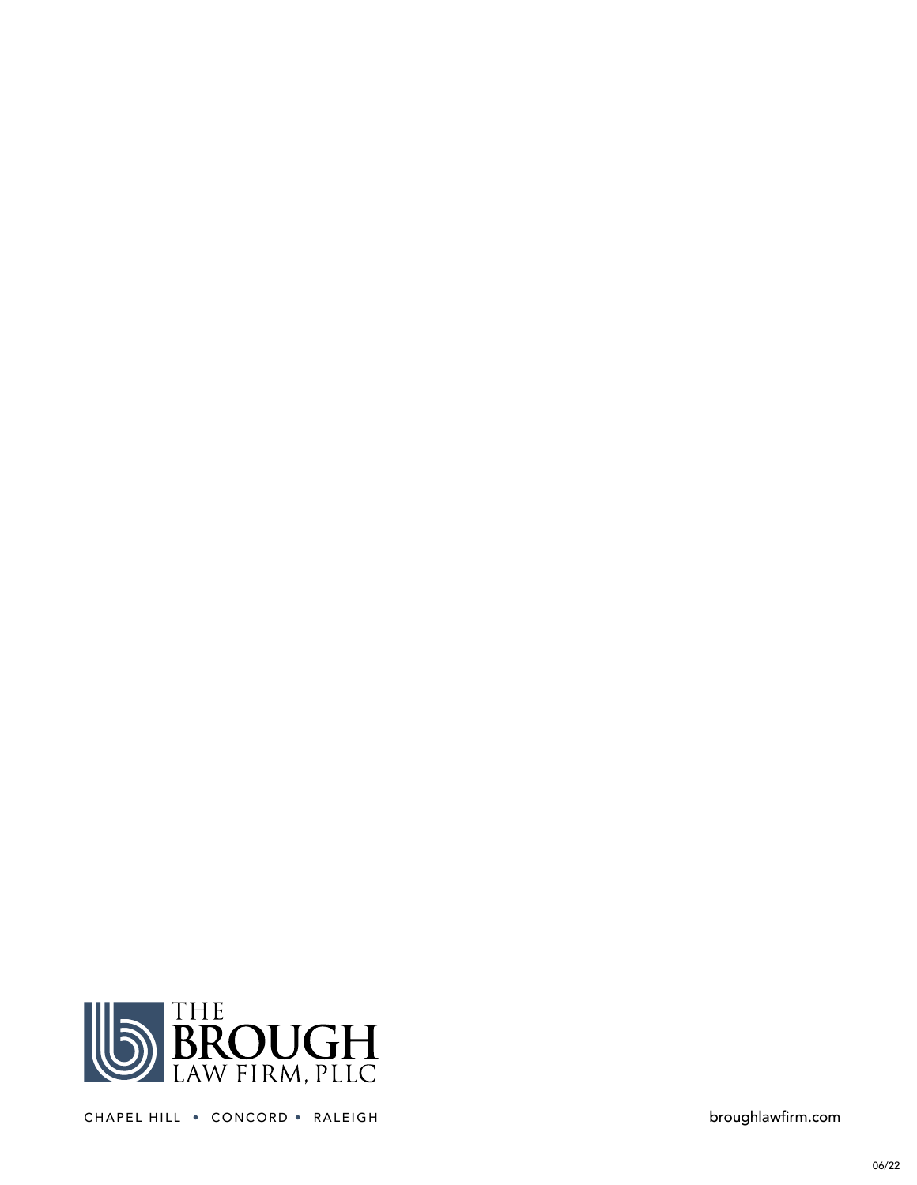THE BROUGH LAW FIRM, PLLC

CHAPEL HILL • CONCORD • RALEIGH

broughlawfirm.com

06/22